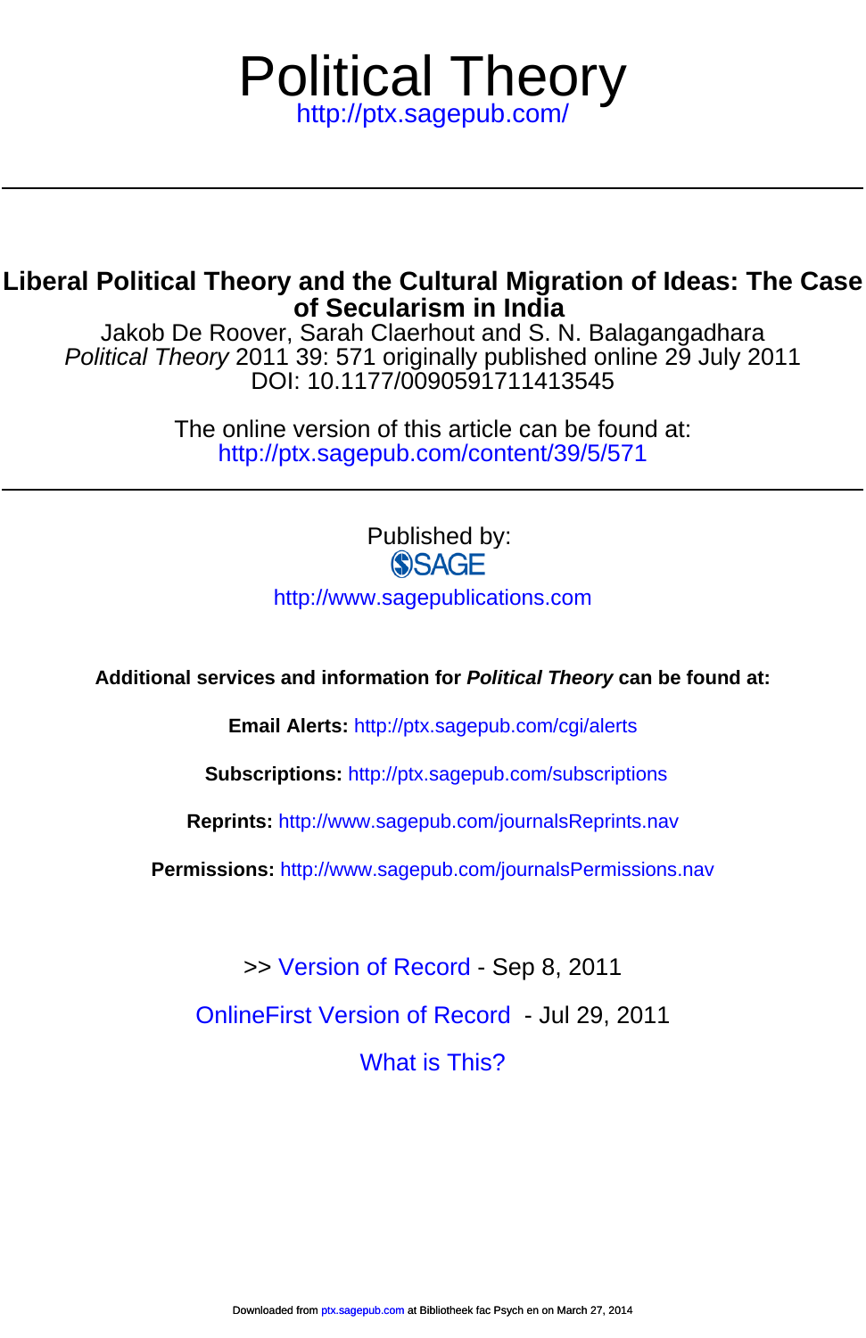# Political Theory

http://ptx.sagepub.com/

---

## Liberal Political Theory and the Cultural Migration of Ideas: The Case of Secularism in India

Jakob De Roover, Sarah Claerhout and S. N. Balagangadhara

*Political Theory* 2011 39: 571 originally published online 29 July 2011

DOI: 10.1177/0090591711413545

The online version of this article can be found at:

http://ptx.sagepub.com/content/39/5/571

---

Published by:

SAGE

http://www.sagepublications.com

**Additional services and information for *Political Theory* can be found at:**

**Email Alerts:** http://ptx.sagepub.com/cgi/alerts

**Subscriptions:** http://ptx.sagepub.com/subscriptions

**Reprints:** http://www.sagepub.com/journalsReprints.nav

**Permissions:** http://www.sagepub.com/journalsPermissions.nav

>> Version of Record - Sep 8, 2011

OnlineFirst Version of Record - Jul 29, 2011

What is This?

Downloaded from ptx.sagepub.com at Bibliotheek fac Psych en on March 27, 2014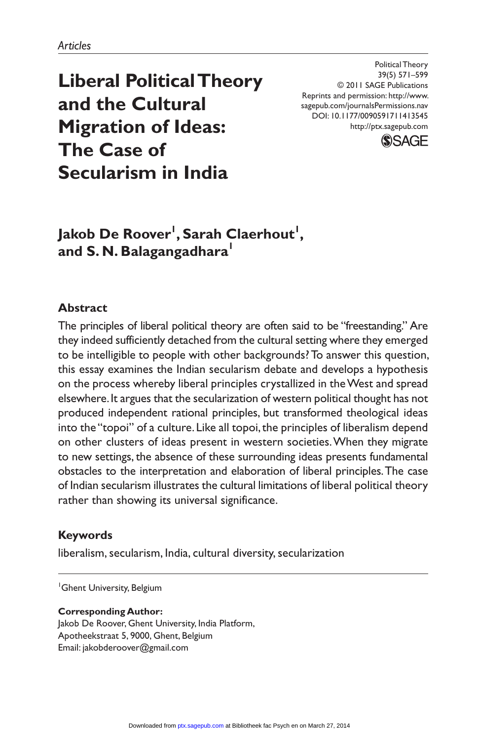*Articles*

# Liberal Political Theory and the Cultural Migration of Ideas: The Case of Secularism in India

**Jakob De Roover[1], Sarah Claerhout[1], and S. N. Balagangadhara[1]**

## Abstract

The principles of liberal political theory are often said to be "freestanding." Are they indeed sufficiently detached from the cultural setting where they emerged to be intelligible to people with other backgrounds? To answer this question, this essay examines the Indian secularism debate and develops a hypothesis on the process whereby liberal principles crystallized in the West and spread elsewhere. It argues that the secularization of western political thought has not produced independent rational principles, but transformed theological ideas into the "topoi" of a culture. Like all topoi, the principles of liberalism depend on other clusters of ideas present in western societies. When they migrate to new settings, the absence of these surrounding ideas presents fundamental obstacles to the interpretation and elaboration of liberal principles. The case of Indian secularism illustrates the cultural limitations of liberal political theory rather than showing its universal significance.

## Keywords

liberalism, secularism, India, cultural diversity, secularization

---

[1]Ghent University, Belgium

**Corresponding Author:**
Jakob De Roover, Ghent University, India Platform, Apotheekstraat 5, 9000, Ghent, Belgium
Email: jakobderoover@gmail.com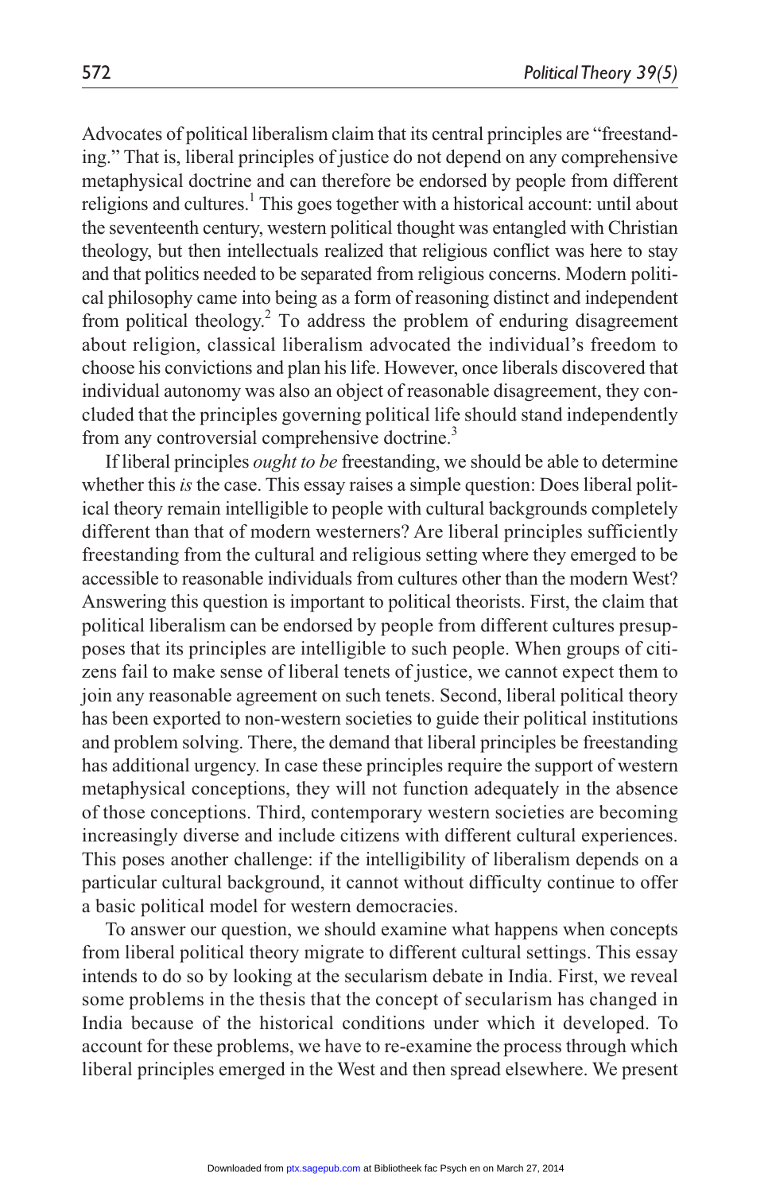Advocates of political liberalism claim that its central principles are "freestanding." That is, liberal principles of justice do not depend on any comprehensive metaphysical doctrine and can therefore be endorsed by people from different religions and cultures.[1] This goes together with a historical account: until about the seventeenth century, western political thought was entangled with Christian theology, but then intellectuals realized that religious conflict was here to stay and that politics needed to be separated from religious concerns. Modern political philosophy came into being as a form of reasoning distinct and independent from political theology.[2] To address the problem of enduring disagreement about religion, classical liberalism advocated the individual's freedom to choose his convictions and plan his life. However, once liberals discovered that individual autonomy was also an object of reasonable disagreement, they concluded that the principles governing political life should stand independently from any controversial comprehensive doctrine.[3]

If liberal principles *ought to be* freestanding, we should be able to determine whether this *is* the case. This essay raises a simple question: Does liberal political theory remain intelligible to people with cultural backgrounds completely different than that of modern westerners? Are liberal principles sufficiently freestanding from the cultural and religious setting where they emerged to be accessible to reasonable individuals from cultures other than the modern West? Answering this question is important to political theorists. First, the claim that political liberalism can be endorsed by people from different cultures presupposes that its principles are intelligible to such people. When groups of citizens fail to make sense of liberal tenets of justice, we cannot expect them to join any reasonable agreement on such tenets. Second, liberal political theory has been exported to non-western societies to guide their political institutions and problem solving. There, the demand that liberal principles be freestanding has additional urgency. In case these principles require the support of western metaphysical conceptions, they will not function adequately in the absence of those conceptions. Third, contemporary western societies are becoming increasingly diverse and include citizens with different cultural experiences. This poses another challenge: if the intelligibility of liberalism depends on a particular cultural background, it cannot without difficulty continue to offer a basic political model for western democracies.

To answer our question, we should examine what happens when concepts from liberal political theory migrate to different cultural settings. This essay intends to do so by looking at the secularism debate in India. First, we reveal some problems in the thesis that the concept of secularism has changed in India because of the historical conditions under which it developed. To account for these problems, we have to re-examine the process through which liberal principles emerged in the West and then spread elsewhere. We present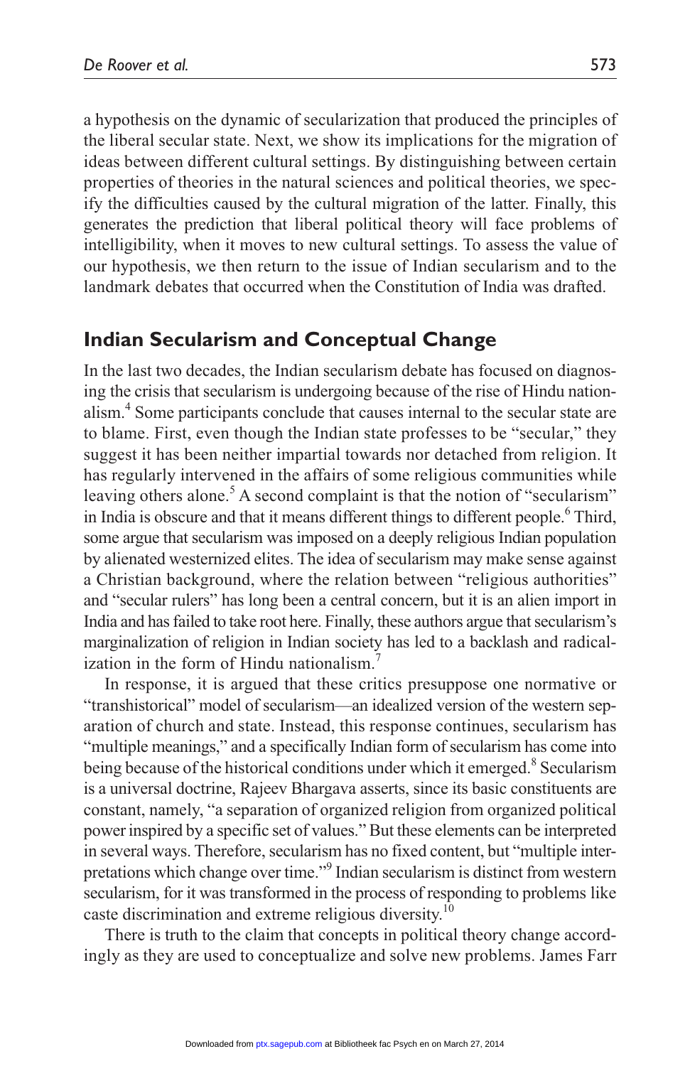a hypothesis on the dynamic of secularization that produced the principles of the liberal secular state. Next, we show its implications for the migration of ideas between different cultural settings. By distinguishing between certain properties of theories in the natural sciences and political theories, we specify the difficulties caused by the cultural migration of the latter. Finally, this generates the prediction that liberal political theory will face problems of intelligibility, when it moves to new cultural settings. To assess the value of our hypothesis, we then return to the issue of Indian secularism and to the landmark debates that occurred when the Constitution of India was drafted.

## Indian Secularism and Conceptual Change

In the last two decades, the Indian secularism debate has focused on diagnosing the crisis that secularism is undergoing because of the rise of Hindu nationalism.[4] Some participants conclude that causes internal to the secular state are to blame. First, even though the Indian state professes to be "secular," they suggest it has been neither impartial towards nor detached from religion. It has regularly intervened in the affairs of some religious communities while leaving others alone.[5] A second complaint is that the notion of "secularism" in India is obscure and that it means different things to different people.[6] Third, some argue that secularism was imposed on a deeply religious Indian population by alienated westernized elites. The idea of secularism may make sense against a Christian background, where the relation between "religious authorities" and "secular rulers" has long been a central concern, but it is an alien import in India and has failed to take root here. Finally, these authors argue that secularism's marginalization of religion in Indian society has led to a backlash and radicalization in the form of Hindu nationalism.[7]

In response, it is argued that these critics presuppose one normative or "transhistorical" model of secularism—an idealized version of the western separation of church and state. Instead, this response continues, secularism has "multiple meanings," and a specifically Indian form of secularism has come into being because of the historical conditions under which it emerged.[8] Secularism is a universal doctrine, Rajeev Bhargava asserts, since its basic constituents are constant, namely, "a separation of organized religion from organized political power inspired by a specific set of values." But these elements can be interpreted in several ways. Therefore, secularism has no fixed content, but "multiple interpretations which change over time."[9] Indian secularism is distinct from western secularism, for it was transformed in the process of responding to problems like caste discrimination and extreme religious diversity.[10]

There is truth to the claim that concepts in political theory change accordingly as they are used to conceptualize and solve new problems. James Farr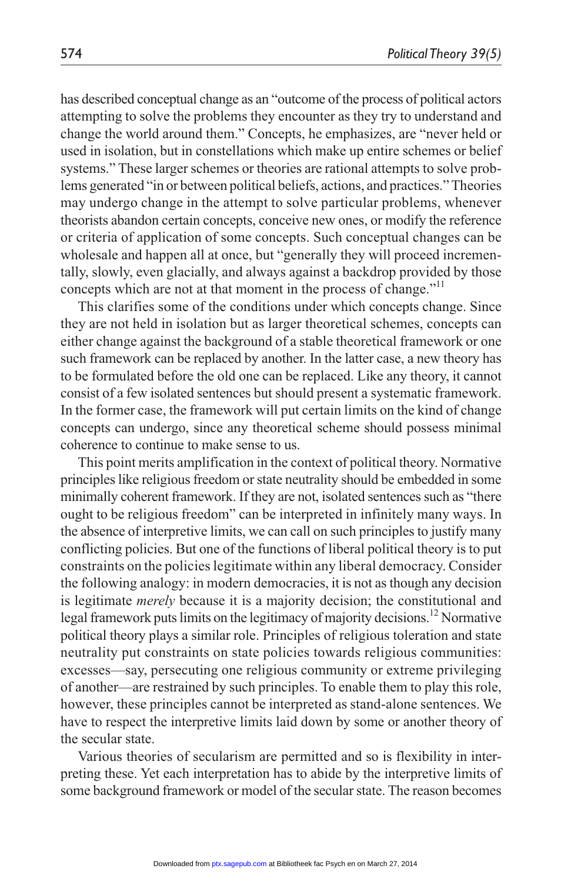has described conceptual change as an "outcome of the process of political actors attempting to solve the problems they encounter as they try to understand and change the world around them." Concepts, he emphasizes, are "never held or used in isolation, but in constellations which make up entire schemes or belief systems." These larger schemes or theories are rational attempts to solve problems generated "in or between political beliefs, actions, and practices." Theories may undergo change in the attempt to solve particular problems, whenever theorists abandon certain concepts, conceive new ones, or modify the reference or criteria of application of some concepts. Such conceptual changes can be wholesale and happen all at once, but "generally they will proceed incrementally, slowly, even glacially, and always against a backdrop provided by those concepts which are not at that moment in the process of change."[11]

This clarifies some of the conditions under which concepts change. Since they are not held in isolation but as larger theoretical schemes, concepts can either change against the background of a stable theoretical framework or one such framework can be replaced by another. In the latter case, a new theory has to be formulated before the old one can be replaced. Like any theory, it cannot consist of a few isolated sentences but should present a systematic framework. In the former case, the framework will put certain limits on the kind of change concepts can undergo, since any theoretical scheme should possess minimal coherence to continue to make sense to us.

This point merits amplification in the context of political theory. Normative principles like religious freedom or state neutrality should be embedded in some minimally coherent framework. If they are not, isolated sentences such as "there ought to be religious freedom" can be interpreted in infinitely many ways. In the absence of interpretive limits, we can call on such principles to justify many conflicting policies. But one of the functions of liberal political theory is to put constraints on the policies legitimate within any liberal democracy. Consider the following analogy: in modern democracies, it is not as though any decision is legitimate *merely* because it is a majority decision; the constitutional and legal framework puts limits on the legitimacy of majority decisions.[12] Normative political theory plays a similar role. Principles of religious toleration and state neutrality put constraints on state policies towards religious communities: excesses—say, persecuting one religious community or extreme privileging of another—are restrained by such principles. To enable them to play this role, however, these principles cannot be interpreted as stand-alone sentences. We have to respect the interpretive limits laid down by some or another theory of the secular state.

Various theories of secularism are permitted and so is flexibility in interpreting these. Yet each interpretation has to abide by the interpretive limits of some background framework or model of the secular state. The reason becomes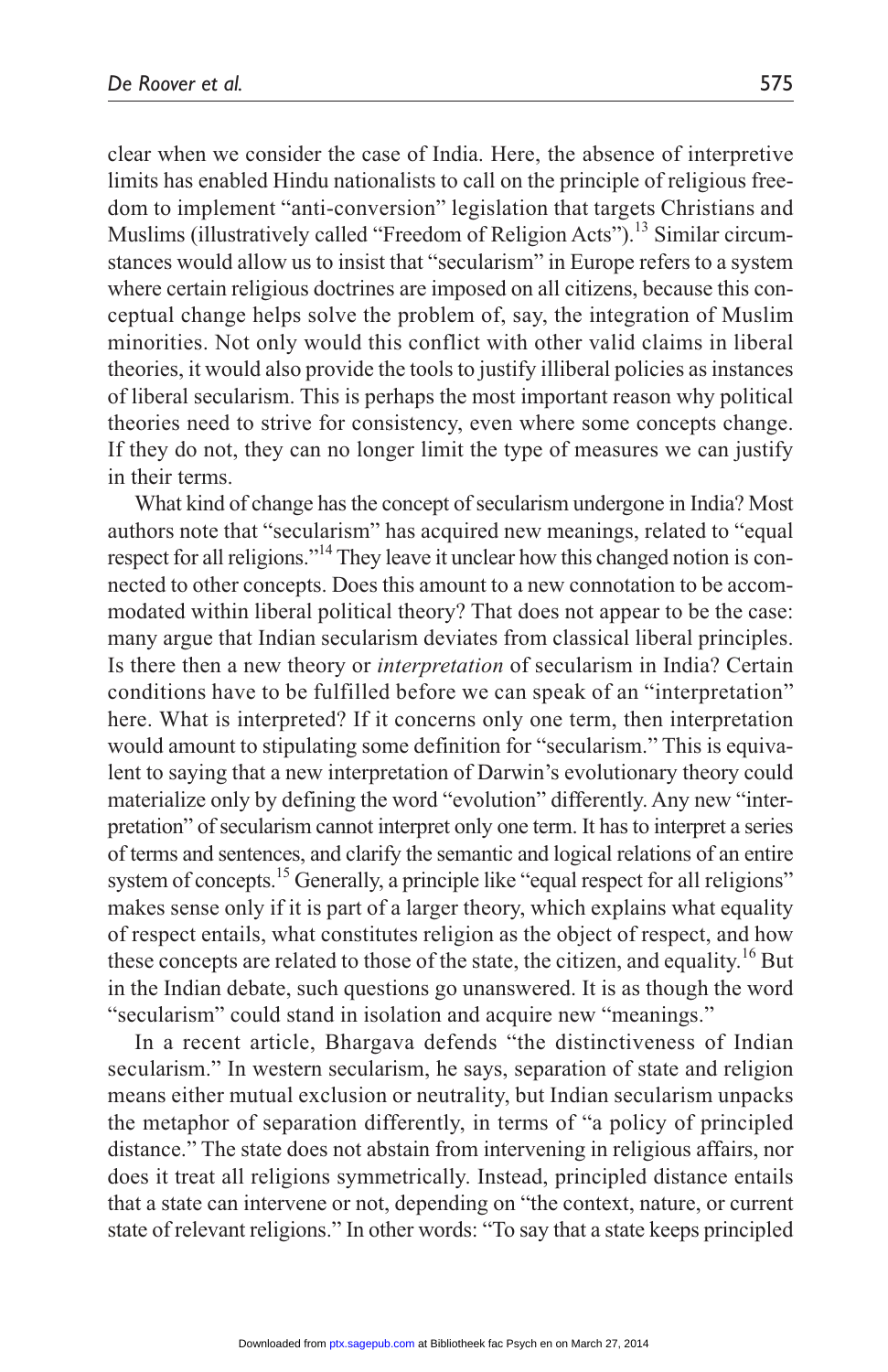clear when we consider the case of India. Here, the absence of interpretive limits has enabled Hindu nationalists to call on the principle of religious freedom to implement "anti-conversion" legislation that targets Christians and Muslims (illustratively called "Freedom of Religion Acts").[13] Similar circumstances would allow us to insist that "secularism" in Europe refers to a system where certain religious doctrines are imposed on all citizens, because this conceptual change helps solve the problem of, say, the integration of Muslim minorities. Not only would this conflict with other valid claims in liberal theories, it would also provide the tools to justify illiberal policies as instances of liberal secularism. This is perhaps the most important reason why political theories need to strive for consistency, even where some concepts change. If they do not, they can no longer limit the type of measures we can justify in their terms.

What kind of change has the concept of secularism undergone in India? Most authors note that "secularism" has acquired new meanings, related to "equal respect for all religions."[14] They leave it unclear how this changed notion is connected to other concepts. Does this amount to a new connotation to be accommodated within liberal political theory? That does not appear to be the case: many argue that Indian secularism deviates from classical liberal principles. Is there then a new theory or *interpretation* of secularism in India? Certain conditions have to be fulfilled before we can speak of an "interpretation" here. What is interpreted? If it concerns only one term, then interpretation would amount to stipulating some definition for "secularism." This is equivalent to saying that a new interpretation of Darwin's evolutionary theory could materialize only by defining the word "evolution" differently. Any new "interpretation" of secularism cannot interpret only one term. It has to interpret a series of terms and sentences, and clarify the semantic and logical relations of an entire system of concepts.[15] Generally, a principle like "equal respect for all religions" makes sense only if it is part of a larger theory, which explains what equality of respect entails, what constitutes religion as the object of respect, and how these concepts are related to those of the state, the citizen, and equality.[16] But in the Indian debate, such questions go unanswered. It is as though the word "secularism" could stand in isolation and acquire new "meanings."

In a recent article, Bhargava defends "the distinctiveness of Indian secularism." In western secularism, he says, separation of state and religion means either mutual exclusion or neutrality, but Indian secularism unpacks the metaphor of separation differently, in terms of "a policy of principled distance." The state does not abstain from intervening in religious affairs, nor does it treat all religions symmetrically. Instead, principled distance entails that a state can intervene or not, depending on "the context, nature, or current state of relevant religions." In other words: "To say that a state keeps principled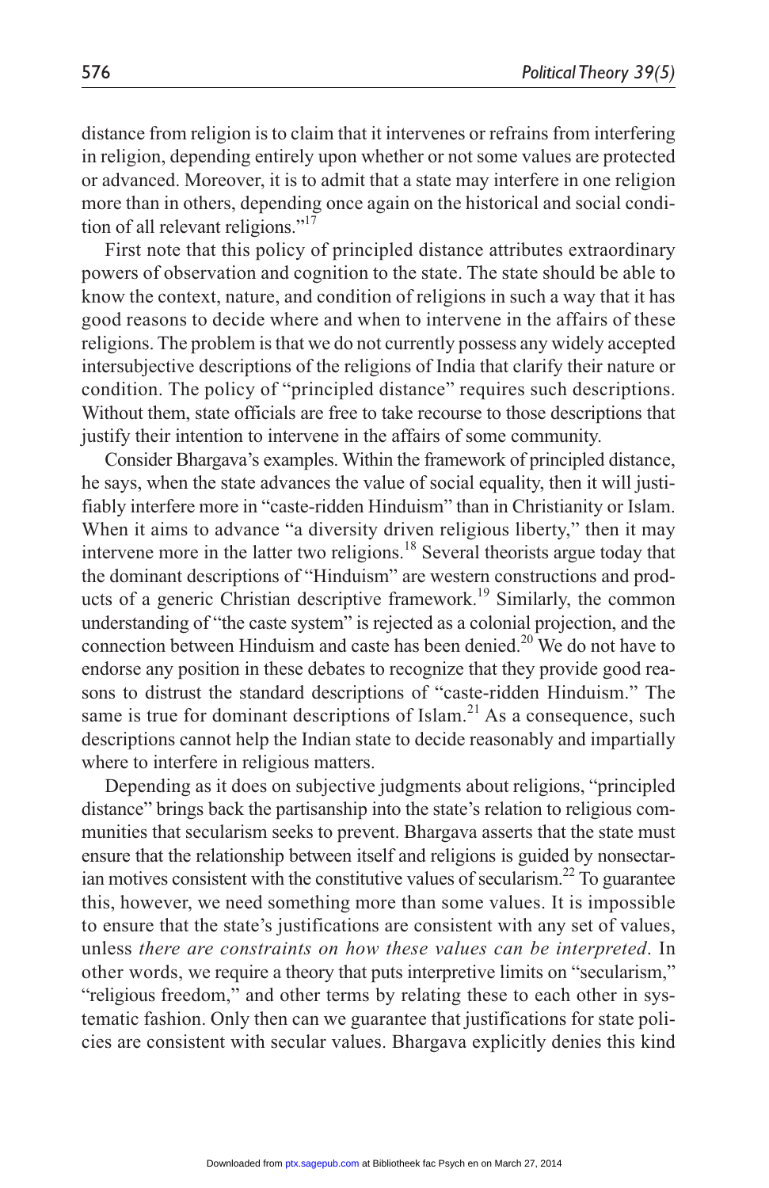distance from religion is to claim that it intervenes or refrains from interfering in religion, depending entirely upon whether or not some values are protected or advanced. Moreover, it is to admit that a state may interfere in one religion more than in others, depending once again on the historical and social condition of all relevant religions."[17]

First note that this policy of principled distance attributes extraordinary powers of observation and cognition to the state. The state should be able to know the context, nature, and condition of religions in such a way that it has good reasons to decide where and when to intervene in the affairs of these religions. The problem is that we do not currently possess any widely accepted intersubjective descriptions of the religions of India that clarify their nature or condition. The policy of "principled distance" requires such descriptions. Without them, state officials are free to take recourse to those descriptions that justify their intention to intervene in the affairs of some community.

Consider Bhargava's examples. Within the framework of principled distance, he says, when the state advances the value of social equality, then it will justifiably interfere more in "caste-ridden Hinduism" than in Christianity or Islam. When it aims to advance "a diversity driven religious liberty," then it may intervene more in the latter two religions.[18] Several theorists argue today that the dominant descriptions of "Hinduism" are western constructions and products of a generic Christian descriptive framework.[19] Similarly, the common understanding of "the caste system" is rejected as a colonial projection, and the connection between Hinduism and caste has been denied.[20] We do not have to endorse any position in these debates to recognize that they provide good reasons to distrust the standard descriptions of "caste-ridden Hinduism." The same is true for dominant descriptions of Islam.[21] As a consequence, such descriptions cannot help the Indian state to decide reasonably and impartially where to interfere in religious matters.

Depending as it does on subjective judgments about religions, "principled distance" brings back the partisanship into the state's relation to religious communities that secularism seeks to prevent. Bhargava asserts that the state must ensure that the relationship between itself and religions is guided by nonsectarian motives consistent with the constitutive values of secularism.[22] To guarantee this, however, we need something more than some values. It is impossible to ensure that the state's justifications are consistent with any set of values, unless *there are constraints on how these values can be interpreted*. In other words, we require a theory that puts interpretive limits on "secularism," "religious freedom," and other terms by relating these to each other in systematic fashion. Only then can we guarantee that justifications for state policies are consistent with secular values. Bhargava explicitly denies this kind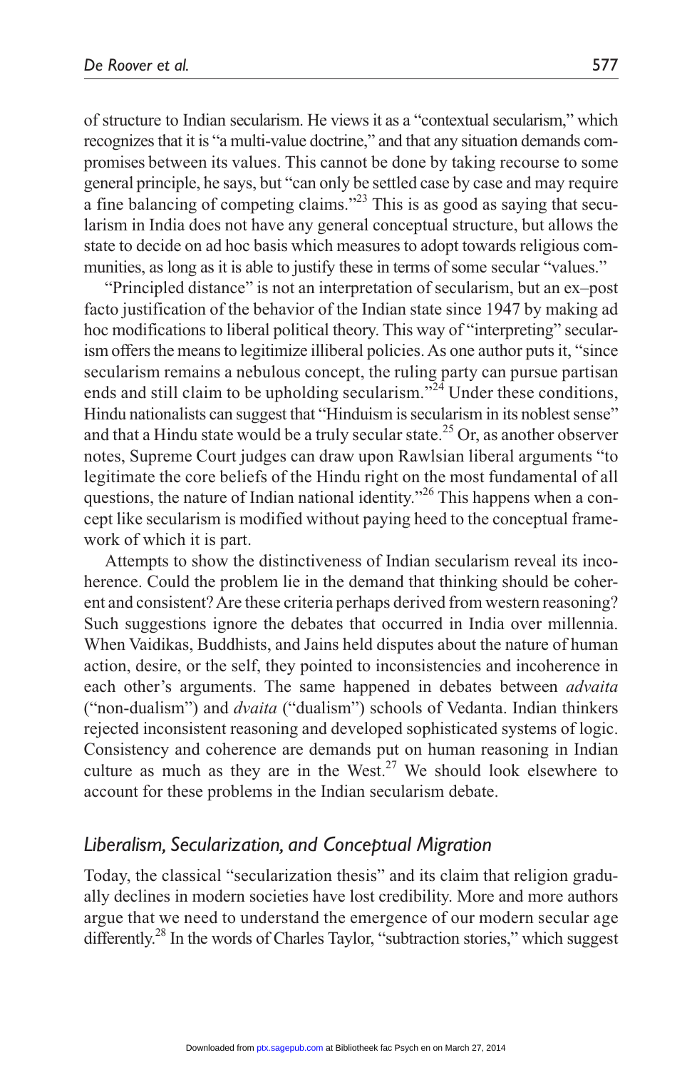of structure to Indian secularism. He views it as a "contextual secularism," which recognizes that it is "a multi-value doctrine," and that any situation demands compromises between its values. This cannot be done by taking recourse to some general principle, he says, but "can only be settled case by case and may require a fine balancing of competing claims."[23] This is as good as saying that secularism in India does not have any general conceptual structure, but allows the state to decide on ad hoc basis which measures to adopt towards religious communities, as long as it is able to justify these in terms of some secular "values."

"Principled distance" is not an interpretation of secularism, but an ex–post facto justification of the behavior of the Indian state since 1947 by making ad hoc modifications to liberal political theory. This way of "interpreting" secularism offers the means to legitimize illiberal policies. As one author puts it, "since secularism remains a nebulous concept, the ruling party can pursue partisan ends and still claim to be upholding secularism."[24] Under these conditions, Hindu nationalists can suggest that "Hinduism is secularism in its noblest sense" and that a Hindu state would be a truly secular state.[25] Or, as another observer notes, Supreme Court judges can draw upon Rawlsian liberal arguments "to legitimate the core beliefs of the Hindu right on the most fundamental of all questions, the nature of Indian national identity."[26] This happens when a concept like secularism is modified without paying heed to the conceptual framework of which it is part.

Attempts to show the distinctiveness of Indian secularism reveal its incoherence. Could the problem lie in the demand that thinking should be coherent and consistent? Are these criteria perhaps derived from western reasoning? Such suggestions ignore the debates that occurred in India over millennia. When Vaidikas, Buddhists, and Jains held disputes about the nature of human action, desire, or the self, they pointed to inconsistencies and incoherence in each other's arguments. The same happened in debates between *advaita* ("non-dualism") and *dvaita* ("dualism") schools of Vedanta. Indian thinkers rejected inconsistent reasoning and developed sophisticated systems of logic. Consistency and coherence are demands put on human reasoning in Indian culture as much as they are in the West.[27] We should look elsewhere to account for these problems in the Indian secularism debate.

## *Liberalism, Secularization, and Conceptual Migration*

Today, the classical "secularization thesis" and its claim that religion gradually declines in modern societies have lost credibility. More and more authors argue that we need to understand the emergence of our modern secular age differently.[28] In the words of Charles Taylor, "subtraction stories," which suggest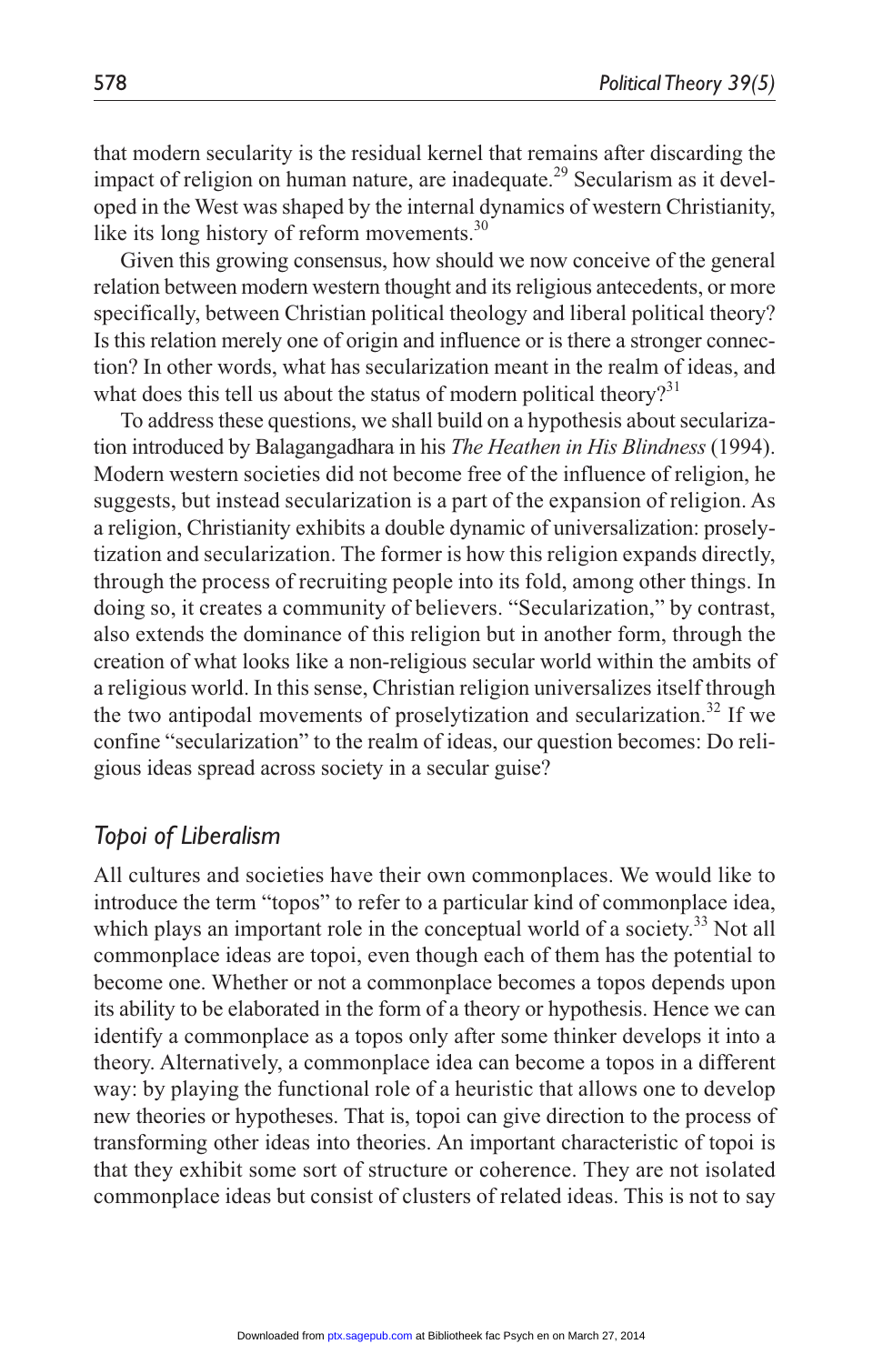that modern secularity is the residual kernel that remains after discarding the impact of religion on human nature, are inadequate.[29] Secularism as it developed in the West was shaped by the internal dynamics of western Christianity, like its long history of reform movements.[30]

Given this growing consensus, how should we now conceive of the general relation between modern western thought and its religious antecedents, or more specifically, between Christian political theology and liberal political theory? Is this relation merely one of origin and influence or is there a stronger connection? In other words, what has secularization meant in the realm of ideas, and what does this tell us about the status of modern political theory?[31]

To address these questions, we shall build on a hypothesis about secularization introduced by Balagangadhara in his *The Heathen in His Blindness* (1994). Modern western societies did not become free of the influence of religion, he suggests, but instead secularization is a part of the expansion of religion. As a religion, Christianity exhibits a double dynamic of universalization: proselytization and secularization. The former is how this religion expands directly, through the process of recruiting people into its fold, among other things. In doing so, it creates a community of believers. "Secularization," by contrast, also extends the dominance of this religion but in another form, through the creation of what looks like a non-religious secular world within the ambits of a religious world. In this sense, Christian religion universalizes itself through the two antipodal movements of proselytization and secularization.[32] If we confine "secularization" to the realm of ideas, our question becomes: Do religious ideas spread across society in a secular guise?

## *Topoi of Liberalism*

All cultures and societies have their own commonplaces. We would like to introduce the term "topos" to refer to a particular kind of commonplace idea, which plays an important role in the conceptual world of a society.[33] Not all commonplace ideas are topoi, even though each of them has the potential to become one. Whether or not a commonplace becomes a topos depends upon its ability to be elaborated in the form of a theory or hypothesis. Hence we can identify a commonplace as a topos only after some thinker develops it into a theory. Alternatively, a commonplace idea can become a topos in a different way: by playing the functional role of a heuristic that allows one to develop new theories or hypotheses. That is, topoi can give direction to the process of transforming other ideas into theories. An important characteristic of topoi is that they exhibit some sort of structure or coherence. They are not isolated commonplace ideas but consist of clusters of related ideas. This is not to say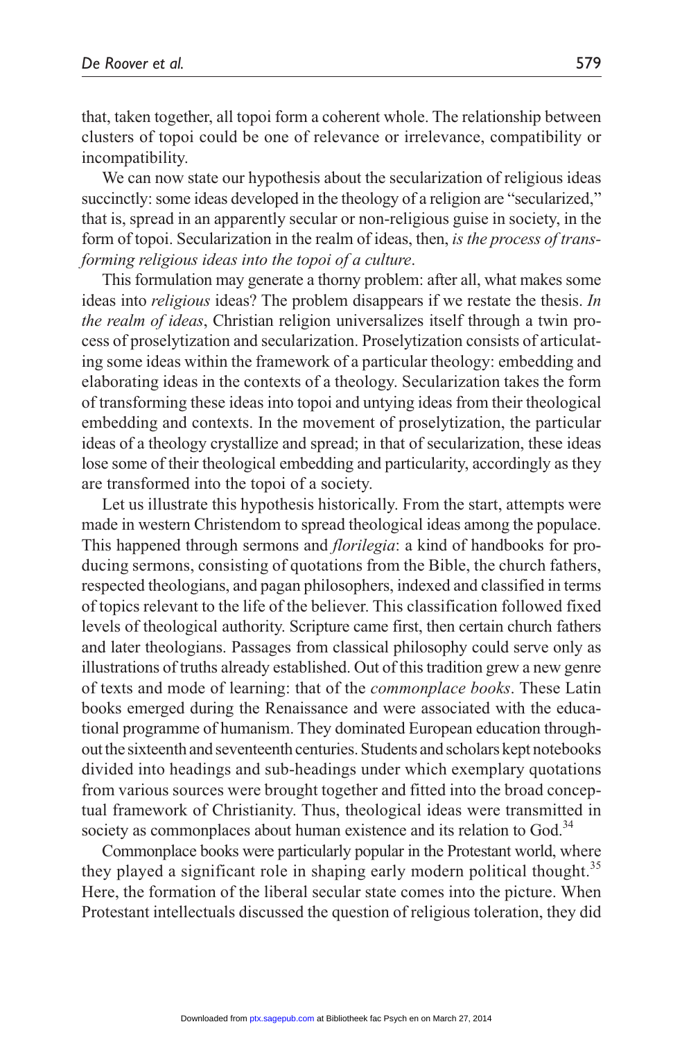that, taken together, all topoi form a coherent whole. The relationship between clusters of topoi could be one of relevance or irrelevance, compatibility or incompatibility.

We can now state our hypothesis about the secularization of religious ideas succinctly: some ideas developed in the theology of a religion are "secularized," that is, spread in an apparently secular or non-religious guise in society, in the form of topoi. Secularization in the realm of ideas, then, *is the process of transforming religious ideas into the topoi of a culture*.

This formulation may generate a thorny problem: after all, what makes some ideas into *religious* ideas? The problem disappears if we restate the thesis. *In the realm of ideas*, Christian religion universalizes itself through a twin process of proselytization and secularization. Proselytization consists of articulating some ideas within the framework of a particular theology: embedding and elaborating ideas in the contexts of a theology. Secularization takes the form of transforming these ideas into topoi and untying ideas from their theological embedding and contexts. In the movement of proselytization, the particular ideas of a theology crystallize and spread; in that of secularization, these ideas lose some of their theological embedding and particularity, accordingly as they are transformed into the topoi of a society.

Let us illustrate this hypothesis historically. From the start, attempts were made in western Christendom to spread theological ideas among the populace. This happened through sermons and *florilegia*: a kind of handbooks for producing sermons, consisting of quotations from the Bible, the church fathers, respected theologians, and pagan philosophers, indexed and classified in terms of topics relevant to the life of the believer. This classification followed fixed levels of theological authority. Scripture came first, then certain church fathers and later theologians. Passages from classical philosophy could serve only as illustrations of truths already established. Out of this tradition grew a new genre of texts and mode of learning: that of the *commonplace books*. These Latin books emerged during the Renaissance and were associated with the educational programme of humanism. They dominated European education throughout the sixteenth and seventeenth centuries. Students and scholars kept notebooks divided into headings and sub-headings under which exemplary quotations from various sources were brought together and fitted into the broad conceptual framework of Christianity. Thus, theological ideas were transmitted in society as commonplaces about human existence and its relation to God.[34]

Commonplace books were particularly popular in the Protestant world, where they played a significant role in shaping early modern political thought.[35] Here, the formation of the liberal secular state comes into the picture. When Protestant intellectuals discussed the question of religious toleration, they did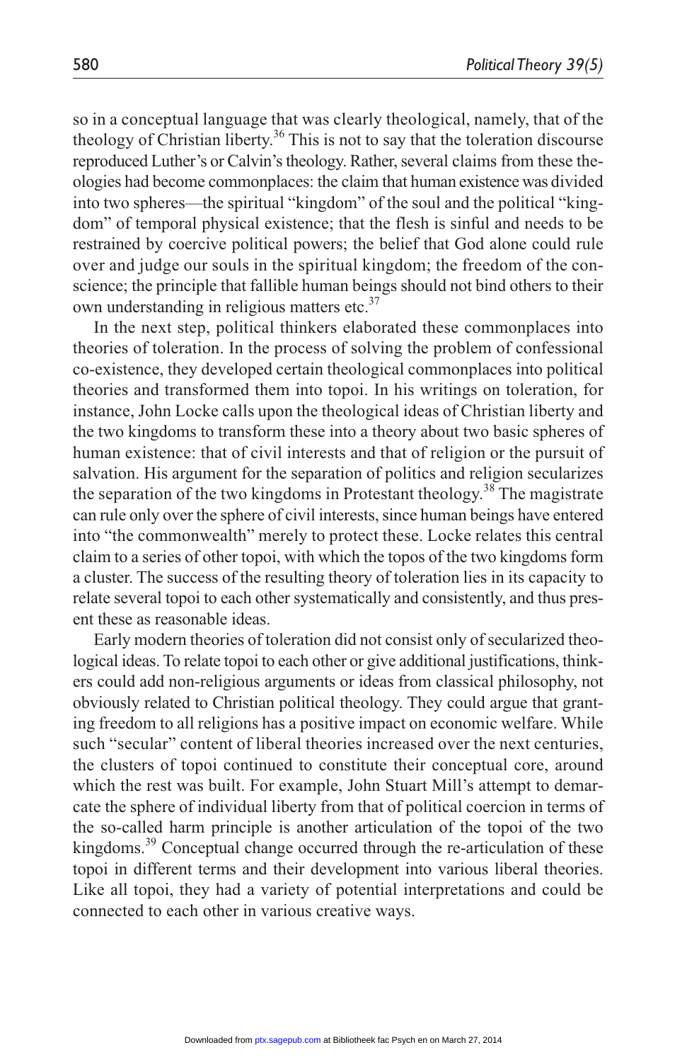so in a conceptual language that was clearly theological, namely, that of the theology of Christian liberty.[36] This is not to say that the toleration discourse reproduced Luther's or Calvin's theology. Rather, several claims from these theologies had become commonplaces: the claim that human existence was divided into two spheres—the spiritual "kingdom" of the soul and the political "kingdom" of temporal physical existence; that the flesh is sinful and needs to be restrained by coercive political powers; the belief that God alone could rule over and judge our souls in the spiritual kingdom; the freedom of the conscience; the principle that fallible human beings should not bind others to their own understanding in religious matters etc.[37]

In the next step, political thinkers elaborated these commonplaces into theories of toleration. In the process of solving the problem of confessional co-existence, they developed certain theological commonplaces into political theories and transformed them into topoi. In his writings on toleration, for instance, John Locke calls upon the theological ideas of Christian liberty and the two kingdoms to transform these into a theory about two basic spheres of human existence: that of civil interests and that of religion or the pursuit of salvation. His argument for the separation of politics and religion secularizes the separation of the two kingdoms in Protestant theology.[38] The magistrate can rule only over the sphere of civil interests, since human beings have entered into "the commonwealth" merely to protect these. Locke relates this central claim to a series of other topoi, with which the topos of the two kingdoms form a cluster. The success of the resulting theory of toleration lies in its capacity to relate several topoi to each other systematically and consistently, and thus present these as reasonable ideas.

Early modern theories of toleration did not consist only of secularized theological ideas. To relate topoi to each other or give additional justifications, thinkers could add non-religious arguments or ideas from classical philosophy, not obviously related to Christian political theology. They could argue that granting freedom to all religions has a positive impact on economic welfare. While such "secular" content of liberal theories increased over the next centuries, the clusters of topoi continued to constitute their conceptual core, around which the rest was built. For example, John Stuart Mill's attempt to demarcate the sphere of individual liberty from that of political coercion in terms of the so-called harm principle is another articulation of the topoi of the two kingdoms.[39] Conceptual change occurred through the re-articulation of these topoi in different terms and their development into various liberal theories. Like all topoi, they had a variety of potential interpretations and could be connected to each other in various creative ways.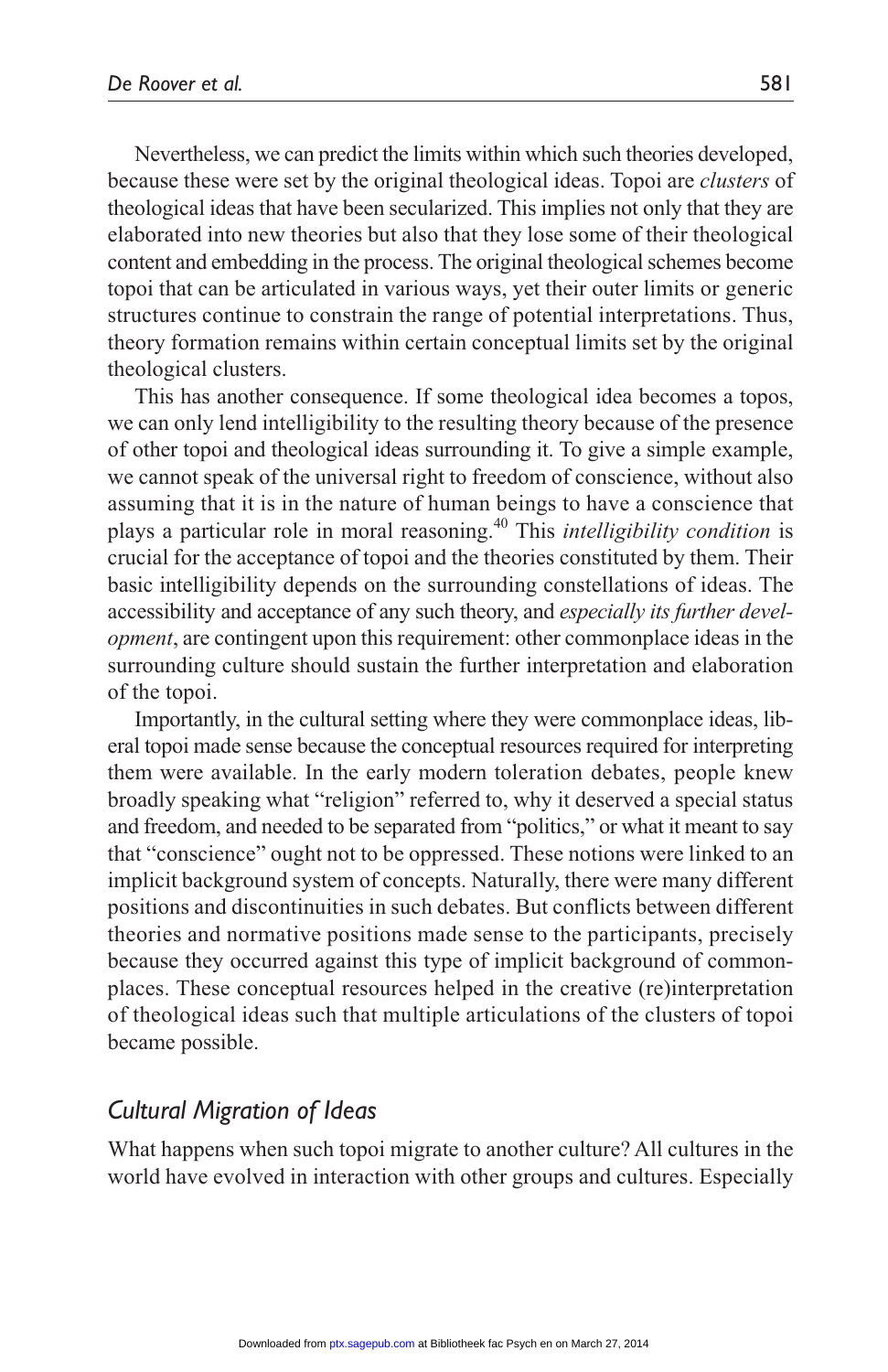Nevertheless, we can predict the limits within which such theories developed, because these were set by the original theological ideas. Topoi are *clusters* of theological ideas that have been secularized. This implies not only that they are elaborated into new theories but also that they lose some of their theological content and embedding in the process. The original theological schemes become topoi that can be articulated in various ways, yet their outer limits or generic structures continue to constrain the range of potential interpretations. Thus, theory formation remains within certain conceptual limits set by the original theological clusters.

This has another consequence. If some theological idea becomes a topos, we can only lend intelligibility to the resulting theory because of the presence of other topoi and theological ideas surrounding it. To give a simple example, we cannot speak of the universal right to freedom of conscience, without also assuming that it is in the nature of human beings to have a conscience that plays a particular role in moral reasoning.[40] This *intelligibility condition* is crucial for the acceptance of topoi and the theories constituted by them. Their basic intelligibility depends on the surrounding constellations of ideas. The accessibility and acceptance of any such theory, and *especially its further development*, are contingent upon this requirement: other commonplace ideas in the surrounding culture should sustain the further interpretation and elaboration of the topoi.

Importantly, in the cultural setting where they were commonplace ideas, liberal topoi made sense because the conceptual resources required for interpreting them were available. In the early modern toleration debates, people knew broadly speaking what "religion" referred to, why it deserved a special status and freedom, and needed to be separated from "politics," or what it meant to say that "conscience" ought not to be oppressed. These notions were linked to an implicit background system of concepts. Naturally, there were many different positions and discontinuities in such debates. But conflicts between different theories and normative positions made sense to the participants, precisely because they occurred against this type of implicit background of commonplaces. These conceptual resources helped in the creative (re)interpretation of theological ideas such that multiple articulations of the clusters of topoi became possible.

## Cultural Migration of Ideas

What happens when such topoi migrate to another culture? All cultures in the world have evolved in interaction with other groups and cultures. Especially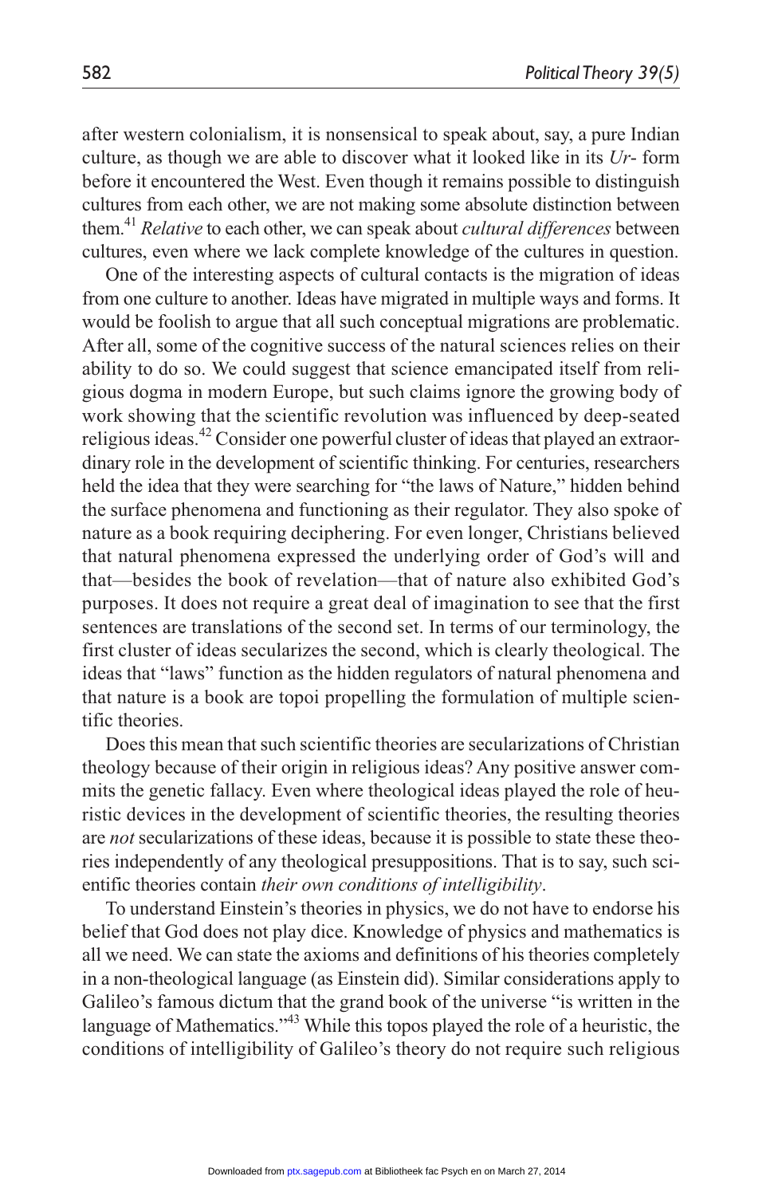after western colonialism, it is nonsensical to speak about, say, a pure Indian culture, as though we are able to discover what it looked like in its *Ur*- form before it encountered the West. Even though it remains possible to distinguish cultures from each other, we are not making some absolute distinction between them.[41] *Relative* to each other, we can speak about *cultural differences* between cultures, even where we lack complete knowledge of the cultures in question.

One of the interesting aspects of cultural contacts is the migration of ideas from one culture to another. Ideas have migrated in multiple ways and forms. It would be foolish to argue that all such conceptual migrations are problematic. After all, some of the cognitive success of the natural sciences relies on their ability to do so. We could suggest that science emancipated itself from religious dogma in modern Europe, but such claims ignore the growing body of work showing that the scientific revolution was influenced by deep-seated religious ideas.[42] Consider one powerful cluster of ideas that played an extraordinary role in the development of scientific thinking. For centuries, researchers held the idea that they were searching for "the laws of Nature," hidden behind the surface phenomena and functioning as their regulator. They also spoke of nature as a book requiring deciphering. For even longer, Christians believed that natural phenomena expressed the underlying order of God's will and that—besides the book of revelation—that of nature also exhibited God's purposes. It does not require a great deal of imagination to see that the first sentences are translations of the second set. In terms of our terminology, the first cluster of ideas secularizes the second, which is clearly theological. The ideas that "laws" function as the hidden regulators of natural phenomena and that nature is a book are topoi propelling the formulation of multiple scientific theories.

Does this mean that such scientific theories are secularizations of Christian theology because of their origin in religious ideas? Any positive answer commits the genetic fallacy. Even where theological ideas played the role of heuristic devices in the development of scientific theories, the resulting theories are *not* secularizations of these ideas, because it is possible to state these theories independently of any theological presuppositions. That is to say, such scientific theories contain *their own conditions of intelligibility*.

To understand Einstein's theories in physics, we do not have to endorse his belief that God does not play dice. Knowledge of physics and mathematics is all we need. We can state the axioms and definitions of his theories completely in a non-theological language (as Einstein did). Similar considerations apply to Galileo's famous dictum that the grand book of the universe "is written in the language of Mathematics."[43] While this topos played the role of a heuristic, the conditions of intelligibility of Galileo's theory do not require such religious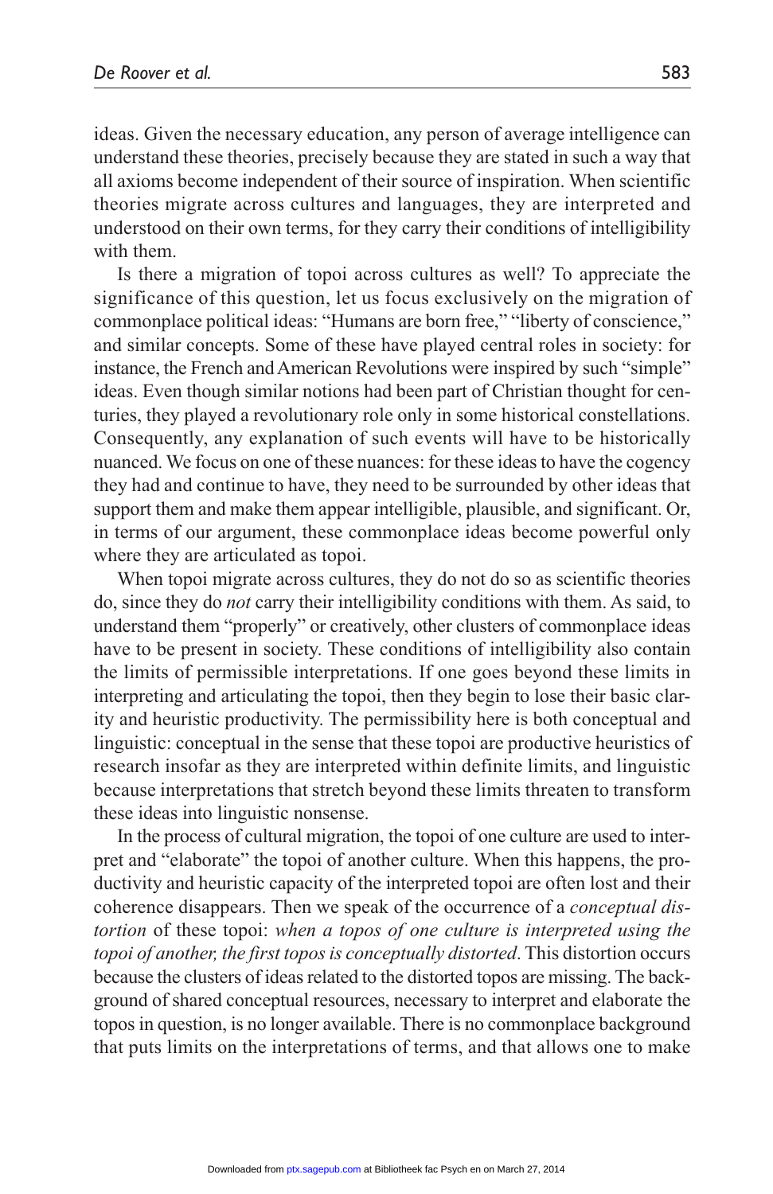ideas. Given the necessary education, any person of average intelligence can understand these theories, precisely because they are stated in such a way that all axioms become independent of their source of inspiration. When scientific theories migrate across cultures and languages, they are interpreted and understood on their own terms, for they carry their conditions of intelligibility with them.

Is there a migration of topoi across cultures as well? To appreciate the significance of this question, let us focus exclusively on the migration of commonplace political ideas: “Humans are born free,” “liberty of conscience,” and similar concepts. Some of these have played central roles in society: for instance, the French and American Revolutions were inspired by such “simple” ideas. Even though similar notions had been part of Christian thought for centuries, they played a revolutionary role only in some historical constellations. Consequently, any explanation of such events will have to be historically nuanced. We focus on one of these nuances: for these ideas to have the cogency they had and continue to have, they need to be surrounded by other ideas that support them and make them appear intelligible, plausible, and significant. Or, in terms of our argument, these commonplace ideas become powerful only where they are articulated as topoi.

When topoi migrate across cultures, they do not do so as scientific theories do, since they do *not* carry their intelligibility conditions with them. As said, to understand them “properly” or creatively, other clusters of commonplace ideas have to be present in society. These conditions of intelligibility also contain the limits of permissible interpretations. If one goes beyond these limits in interpreting and articulating the topoi, then they begin to lose their basic clarity and heuristic productivity. The permissibility here is both conceptual and linguistic: conceptual in the sense that these topoi are productive heuristics of research insofar as they are interpreted within definite limits, and linguistic because interpretations that stretch beyond these limits threaten to transform these ideas into linguistic nonsense.

In the process of cultural migration, the topoi of one culture are used to interpret and “elaborate” the topoi of another culture. When this happens, the productivity and heuristic capacity of the interpreted topoi are often lost and their coherence disappears. Then we speak of the occurrence of a *conceptual distortion* of these topoi: *when a topos of one culture is interpreted using the topoi of another, the first topos is conceptually distorted*. This distortion occurs because the clusters of ideas related to the distorted topos are missing. The background of shared conceptual resources, necessary to interpret and elaborate the topos in question, is no longer available. There is no commonplace background that puts limits on the interpretations of terms, and that allows one to make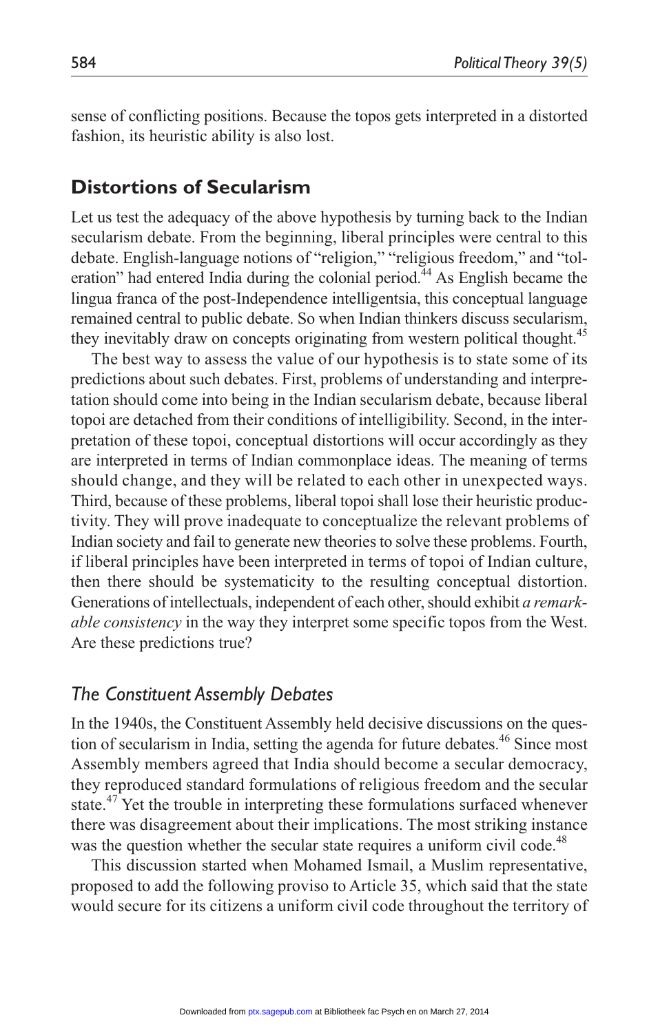sense of conflicting positions. Because the topos gets interpreted in a distorted fashion, its heuristic ability is also lost.

## Distortions of Secularism

Let us test the adequacy of the above hypothesis by turning back to the Indian secularism debate. From the beginning, liberal principles were central to this debate. English-language notions of "religion," "religious freedom," and "toleration" had entered India during the colonial period.[44] As English became the lingua franca of the post-Independence intelligentsia, this conceptual language remained central to public debate. So when Indian thinkers discuss secularism, they inevitably draw on concepts originating from western political thought.[45]

The best way to assess the value of our hypothesis is to state some of its predictions about such debates. First, problems of understanding and interpretation should come into being in the Indian secularism debate, because liberal topoi are detached from their conditions of intelligibility. Second, in the interpretation of these topoi, conceptual distortions will occur accordingly as they are interpreted in terms of Indian commonplace ideas. The meaning of terms should change, and they will be related to each other in unexpected ways. Third, because of these problems, liberal topoi shall lose their heuristic productivity. They will prove inadequate to conceptualize the relevant problems of Indian society and fail to generate new theories to solve these problems. Fourth, if liberal principles have been interpreted in terms of topoi of Indian culture, then there should be systematicity to the resulting conceptual distortion. Generations of intellectuals, independent of each other, should exhibit *a remarkable consistency* in the way they interpret some specific topos from the West. Are these predictions true?

### *The Constituent Assembly Debates*

In the 1940s, the Constituent Assembly held decisive discussions on the question of secularism in India, setting the agenda for future debates.[46] Since most Assembly members agreed that India should become a secular democracy, they reproduced standard formulations of religious freedom and the secular state.[47] Yet the trouble in interpreting these formulations surfaced whenever there was disagreement about their implications. The most striking instance was the question whether the secular state requires a uniform civil code.[48]

This discussion started when Mohamed Ismail, a Muslim representative, proposed to add the following proviso to Article 35, which said that the state would secure for its citizens a uniform civil code throughout the territory of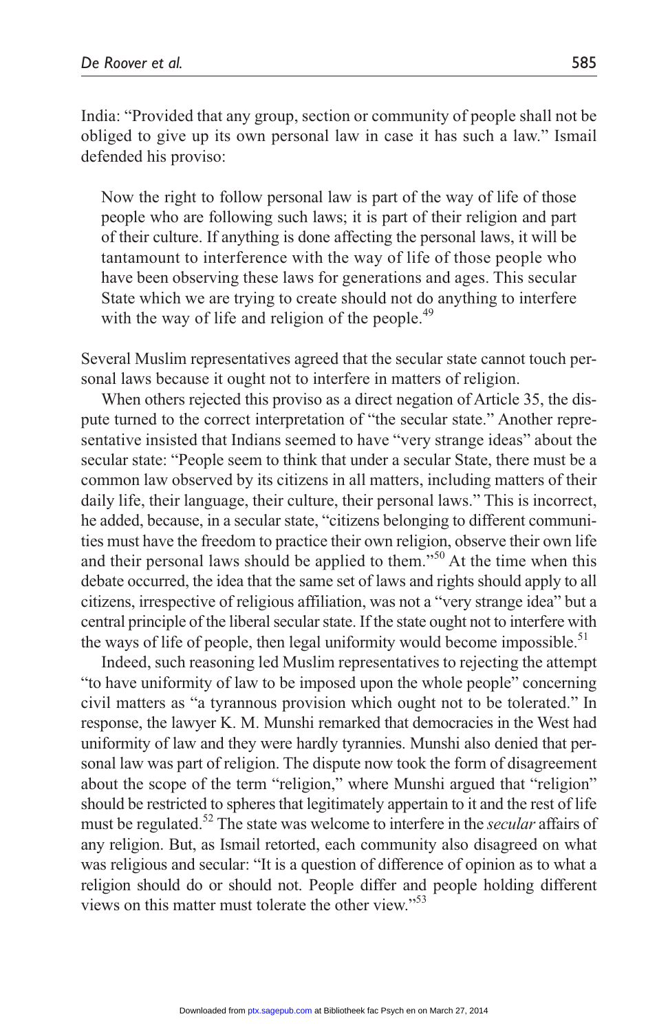India: "Provided that any group, section or community of people shall not be obliged to give up its own personal law in case it has such a law." Ismail defended his proviso:

> Now the right to follow personal law is part of the way of life of those people who are following such laws; it is part of their religion and part of their culture. If anything is done affecting the personal laws, it will be tantamount to interference with the way of life of those people who have been observing these laws for generations and ages. This secular State which we are trying to create should not do anything to interfere with the way of life and religion of the people.[49]

Several Muslim representatives agreed that the secular state cannot touch personal laws because it ought not to interfere in matters of religion.

When others rejected this proviso as a direct negation of Article 35, the dispute turned to the correct interpretation of "the secular state." Another representative insisted that Indians seemed to have "very strange ideas" about the secular state: "People seem to think that under a secular State, there must be a common law observed by its citizens in all matters, including matters of their daily life, their language, their culture, their personal laws." This is incorrect, he added, because, in a secular state, "citizens belonging to different communities must have the freedom to practice their own religion, observe their own life and their personal laws should be applied to them."[50] At the time when this debate occurred, the idea that the same set of laws and rights should apply to all citizens, irrespective of religious affiliation, was not a "very strange idea" but a central principle of the liberal secular state. If the state ought not to interfere with the ways of life of people, then legal uniformity would become impossible.[51]

Indeed, such reasoning led Muslim representatives to rejecting the attempt "to have uniformity of law to be imposed upon the whole people" concerning civil matters as "a tyrannous provision which ought not to be tolerated." In response, the lawyer K. M. Munshi remarked that democracies in the West had uniformity of law and they were hardly tyrannies. Munshi also denied that personal law was part of religion. The dispute now took the form of disagreement about the scope of the term "religion," where Munshi argued that "religion" should be restricted to spheres that legitimately appertain to it and the rest of life must be regulated.[52] The state was welcome to interfere in the *secular* affairs of any religion. But, as Ismail retorted, each community also disagreed on what was religious and secular: "It is a question of difference of opinion as to what a religion should do or should not. People differ and people holding different views on this matter must tolerate the other view."[53]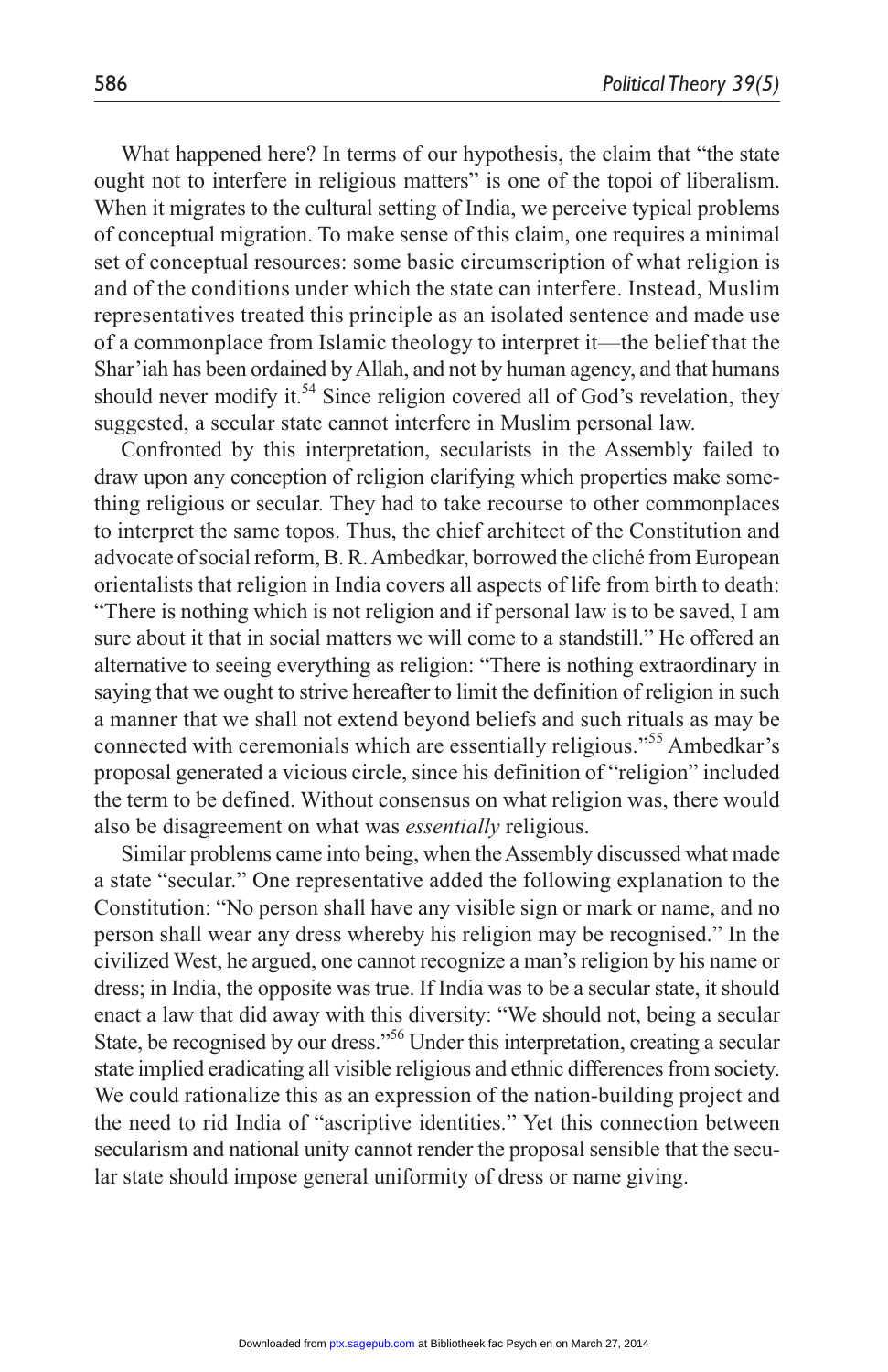What happened here? In terms of our hypothesis, the claim that "the state ought not to interfere in religious matters" is one of the topoi of liberalism. When it migrates to the cultural setting of India, we perceive typical problems of conceptual migration. To make sense of this claim, one requires a minimal set of conceptual resources: some basic circumscription of what religion is and of the conditions under which the state can interfere. Instead, Muslim representatives treated this principle as an isolated sentence and made use of a commonplace from Islamic theology to interpret it—the belief that the Shar'iah has been ordained by Allah, and not by human agency, and that humans should never modify it.[54] Since religion covered all of God's revelation, they suggested, a secular state cannot interfere in Muslim personal law.

Confronted by this interpretation, secularists in the Assembly failed to draw upon any conception of religion clarifying which properties make something religious or secular. They had to take recourse to other commonplaces to interpret the same topos. Thus, the chief architect of the Constitution and advocate of social reform, B. R. Ambedkar, borrowed the cliché from European orientalists that religion in India covers all aspects of life from birth to death: "There is nothing which is not religion and if personal law is to be saved, I am sure about it that in social matters we will come to a standstill." He offered an alternative to seeing everything as religion: "There is nothing extraordinary in saying that we ought to strive hereafter to limit the definition of religion in such a manner that we shall not extend beyond beliefs and such rituals as may be connected with ceremonials which are essentially religious."[55] Ambedkar's proposal generated a vicious circle, since his definition of "religion" included the term to be defined. Without consensus on what religion was, there would also be disagreement on what was *essentially* religious.

Similar problems came into being, when the Assembly discussed what made a state "secular." One representative added the following explanation to the Constitution: "No person shall have any visible sign or mark or name, and no person shall wear any dress whereby his religion may be recognised." In the civilized West, he argued, one cannot recognize a man's religion by his name or dress; in India, the opposite was true. If India was to be a secular state, it should enact a law that did away with this diversity: "We should not, being a secular State, be recognised by our dress."[56] Under this interpretation, creating a secular state implied eradicating all visible religious and ethnic differences from society. We could rationalize this as an expression of the nation-building project and the need to rid India of "ascriptive identities." Yet this connection between secularism and national unity cannot render the proposal sensible that the secular state should impose general uniformity of dress or name giving.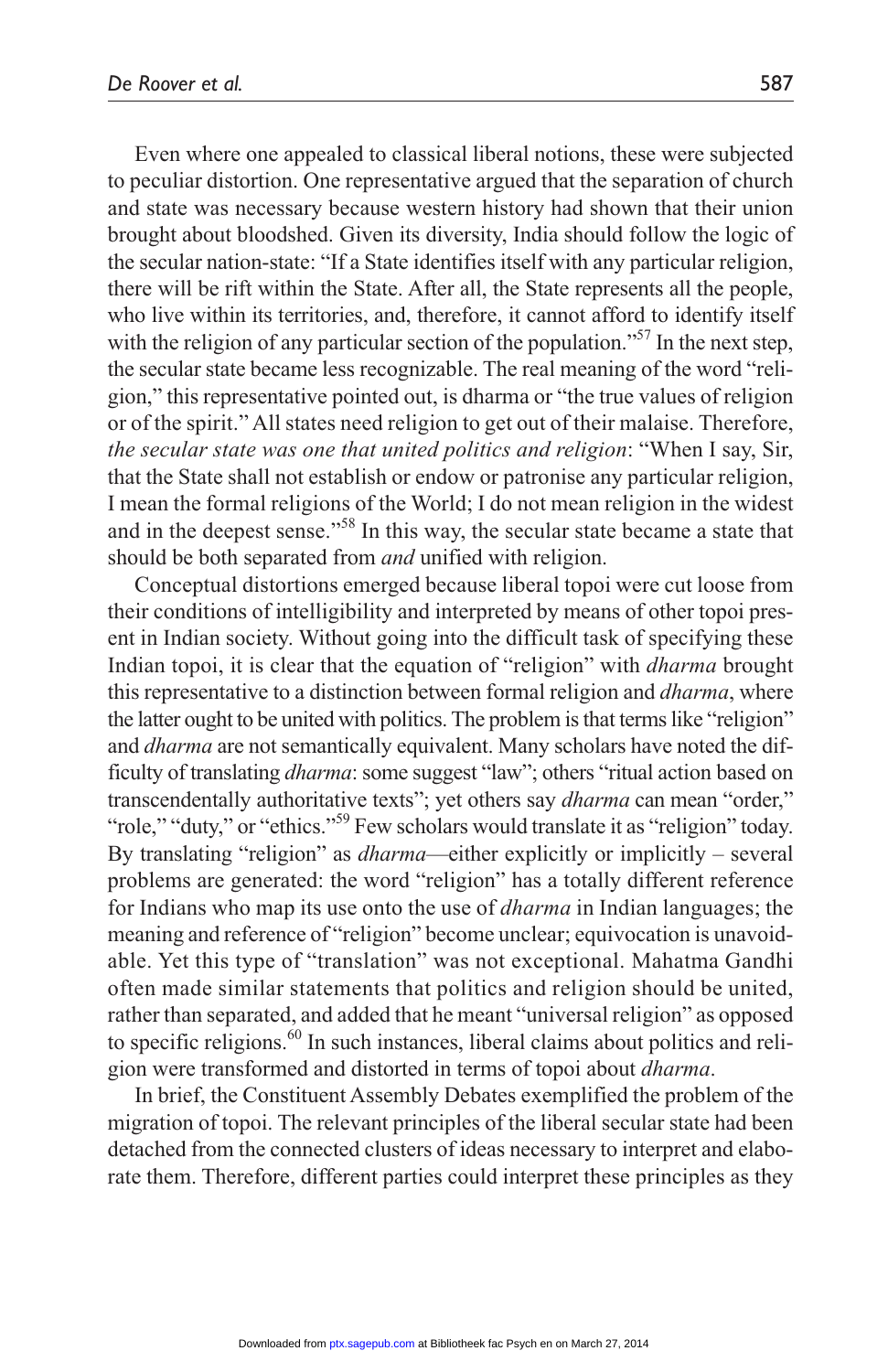Even where one appealed to classical liberal notions, these were subjected to peculiar distortion. One representative argued that the separation of church and state was necessary because western history had shown that their union brought about bloodshed. Given its diversity, India should follow the logic of the secular nation-state: "If a State identifies itself with any particular religion, there will be rift within the State. After all, the State represents all the people, who live within its territories, and, therefore, it cannot afford to identify itself with the religion of any particular section of the population."[57] In the next step, the secular state became less recognizable. The real meaning of the word "religion," this representative pointed out, is dharma or "the true values of religion or of the spirit." All states need religion to get out of their malaise. Therefore, *the secular state was one that united politics and religion*: "When I say, Sir, that the State shall not establish or endow or patronise any particular religion, I mean the formal religions of the World; I do not mean religion in the widest and in the deepest sense."[58] In this way, the secular state became a state that should be both separated from *and* unified with religion.

Conceptual distortions emerged because liberal topoi were cut loose from their conditions of intelligibility and interpreted by means of other topoi present in Indian society. Without going into the difficult task of specifying these Indian topoi, it is clear that the equation of "religion" with *dharma* brought this representative to a distinction between formal religion and *dharma*, where the latter ought to be united with politics. The problem is that terms like "religion" and *dharma* are not semantically equivalent. Many scholars have noted the difficulty of translating *dharma*: some suggest "law"; others "ritual action based on transcendentally authoritative texts"; yet others say *dharma* can mean "order," "role," "duty," or "ethics."[59] Few scholars would translate it as "religion" today. By translating "religion" as *dharma*—either explicitly or implicitly – several problems are generated: the word "religion" has a totally different reference for Indians who map its use onto the use of *dharma* in Indian languages; the meaning and reference of "religion" become unclear; equivocation is unavoidable. Yet this type of "translation" was not exceptional. Mahatma Gandhi often made similar statements that politics and religion should be united, rather than separated, and added that he meant "universal religion" as opposed to specific religions.[60] In such instances, liberal claims about politics and religion were transformed and distorted in terms of topoi about *dharma*.

In brief, the Constituent Assembly Debates exemplified the problem of the migration of topoi. The relevant principles of the liberal secular state had been detached from the connected clusters of ideas necessary to interpret and elaborate them. Therefore, different parties could interpret these principles as they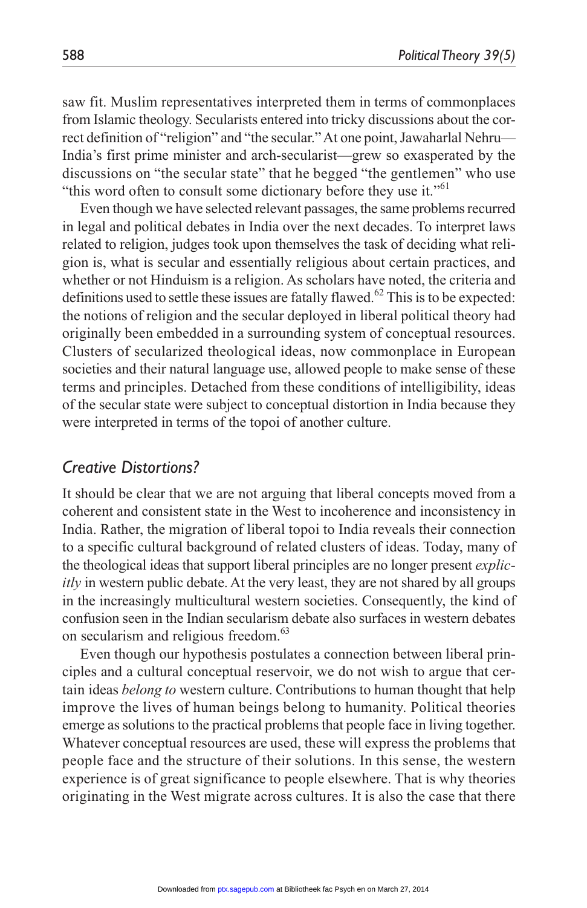saw fit. Muslim representatives interpreted them in terms of commonplaces from Islamic theology. Secularists entered into tricky discussions about the correct definition of "religion" and "the secular." At one point, Jawaharlal Nehru—India's first prime minister and arch-secularist—grew so exasperated by the discussions on "the secular state" that he begged "the gentlemen" who use "this word often to consult some dictionary before they use it."[61]

Even though we have selected relevant passages, the same problems recurred in legal and political debates in India over the next decades. To interpret laws related to religion, judges took upon themselves the task of deciding what religion is, what is secular and essentially religious about certain practices, and whether or not Hinduism is a religion. As scholars have noted, the criteria and definitions used to settle these issues are fatally flawed.[62] This is to be expected: the notions of religion and the secular deployed in liberal political theory had originally been embedded in a surrounding system of conceptual resources. Clusters of secularized theological ideas, now commonplace in European societies and their natural language use, allowed people to make sense of these terms and principles. Detached from these conditions of intelligibility, ideas of the secular state were subject to conceptual distortion in India because they were interpreted in terms of the topoi of another culture.

### *Creative Distortions?*

It should be clear that we are not arguing that liberal concepts moved from a coherent and consistent state in the West to incoherence and inconsistency in India. Rather, the migration of liberal topoi to India reveals their connection to a specific cultural background of related clusters of ideas. Today, many of the theological ideas that support liberal principles are no longer present *explicitly* in western public debate. At the very least, they are not shared by all groups in the increasingly multicultural western societies. Consequently, the kind of confusion seen in the Indian secularism debate also surfaces in western debates on secularism and religious freedom.[63]

Even though our hypothesis postulates a connection between liberal principles and a cultural conceptual reservoir, we do not wish to argue that certain ideas *belong to* western culture. Contributions to human thought that help improve the lives of human beings belong to humanity. Political theories emerge as solutions to the practical problems that people face in living together. Whatever conceptual resources are used, these will express the problems that people face and the structure of their solutions. In this sense, the western experience is of great significance to people elsewhere. That is why theories originating in the West migrate across cultures. It is also the case that there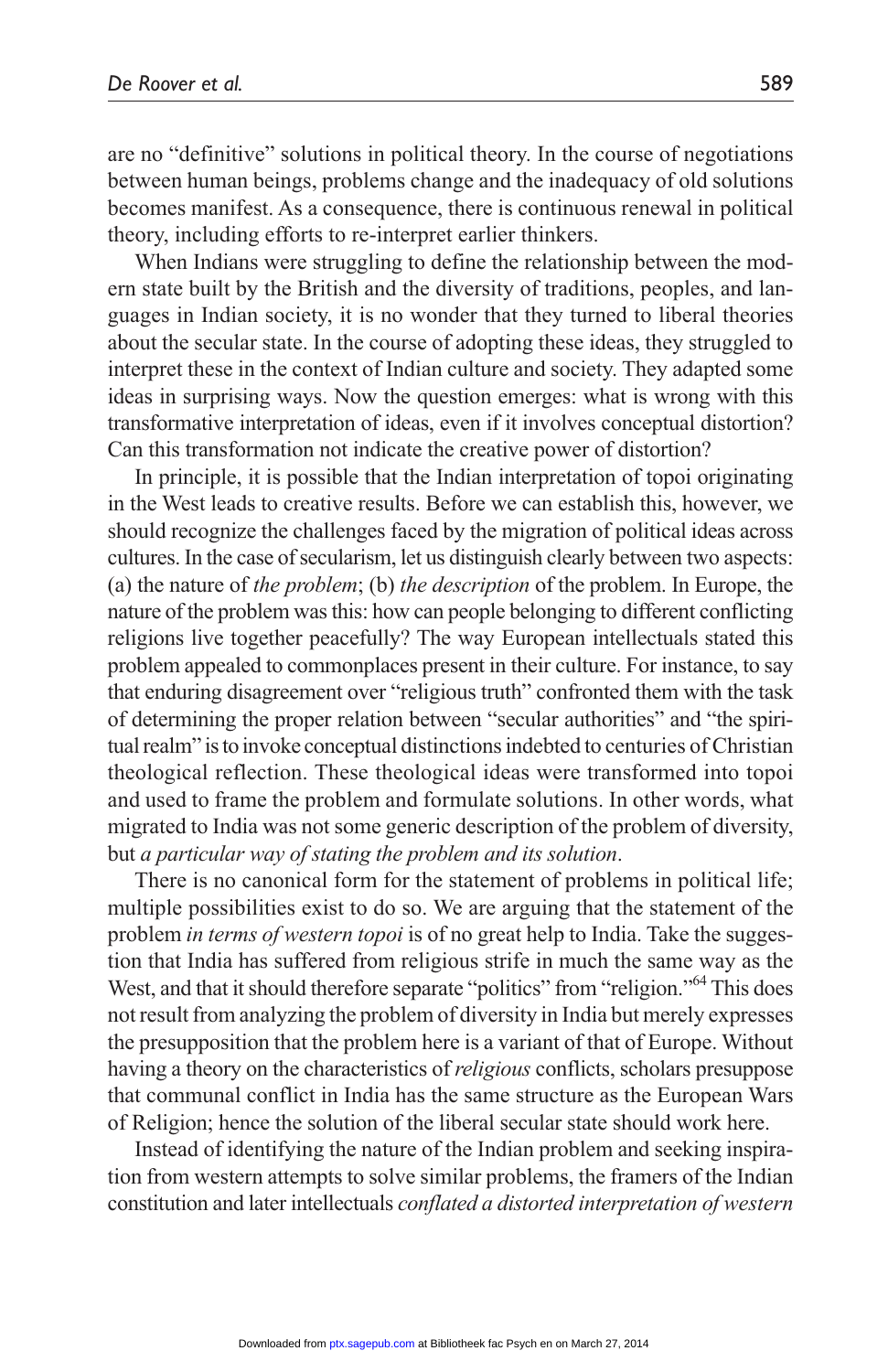are no "definitive" solutions in political theory. In the course of negotiations between human beings, problems change and the inadequacy of old solutions becomes manifest. As a consequence, there is continuous renewal in political theory, including efforts to re-interpret earlier thinkers.

When Indians were struggling to define the relationship between the modern state built by the British and the diversity of traditions, peoples, and languages in Indian society, it is no wonder that they turned to liberal theories about the secular state. In the course of adopting these ideas, they struggled to interpret these in the context of Indian culture and society. They adapted some ideas in surprising ways. Now the question emerges: what is wrong with this transformative interpretation of ideas, even if it involves conceptual distortion? Can this transformation not indicate the creative power of distortion?

In principle, it is possible that the Indian interpretation of topoi originating in the West leads to creative results. Before we can establish this, however, we should recognize the challenges faced by the migration of political ideas across cultures. In the case of secularism, let us distinguish clearly between two aspects: (a) the nature of *the problem*; (b) *the description* of the problem. In Europe, the nature of the problem was this: how can people belonging to different conflicting religions live together peacefully? The way European intellectuals stated this problem appealed to commonplaces present in their culture. For instance, to say that enduring disagreement over "religious truth" confronted them with the task of determining the proper relation between "secular authorities" and "the spiritual realm" is to invoke conceptual distinctions indebted to centuries of Christian theological reflection. These theological ideas were transformed into topoi and used to frame the problem and formulate solutions. In other words, what migrated to India was not some generic description of the problem of diversity, but *a particular way of stating the problem and its solution*.

There is no canonical form for the statement of problems in political life; multiple possibilities exist to do so. We are arguing that the statement of the problem *in terms of western topoi* is of no great help to India. Take the suggestion that India has suffered from religious strife in much the same way as the West, and that it should therefore separate "politics" from "religion."[64] This does not result from analyzing the problem of diversity in India but merely expresses the presupposition that the problem here is a variant of that of Europe. Without having a theory on the characteristics of *religious* conflicts, scholars presuppose that communal conflict in India has the same structure as the European Wars of Religion; hence the solution of the liberal secular state should work here.

Instead of identifying the nature of the Indian problem and seeking inspiration from western attempts to solve similar problems, the framers of the Indian constitution and later intellectuals *conflated a distorted interpretation of western*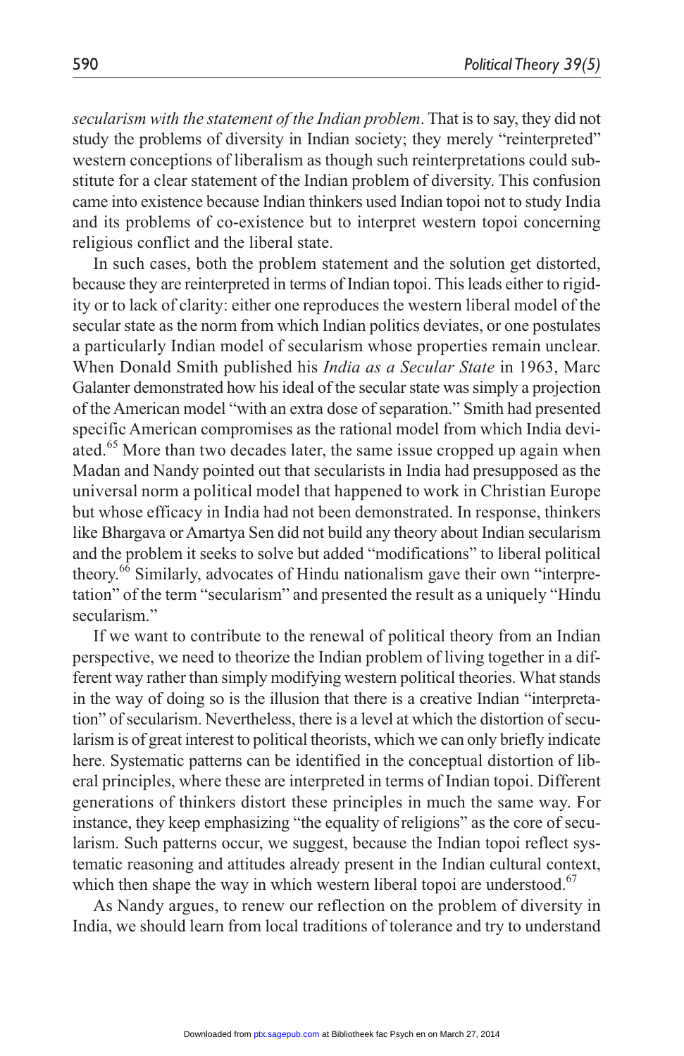*secularism with the statement of the Indian problem*. That is to say, they did not study the problems of diversity in Indian society; they merely "reinterpreted" western conceptions of liberalism as though such reinterpretations could substitute for a clear statement of the Indian problem of diversity. This confusion came into existence because Indian thinkers used Indian topoi not to study India and its problems of co-existence but to interpret western topoi concerning religious conflict and the liberal state.

In such cases, both the problem statement and the solution get distorted, because they are reinterpreted in terms of Indian topoi. This leads either to rigidity or to lack of clarity: either one reproduces the western liberal model of the secular state as the norm from which Indian politics deviates, or one postulates a particularly Indian model of secularism whose properties remain unclear. When Donald Smith published his *India as a Secular State* in 1963, Marc Galanter demonstrated how his ideal of the secular state was simply a projection of the American model "with an extra dose of separation." Smith had presented specific American compromises as the rational model from which India deviated.[65] More than two decades later, the same issue cropped up again when Madan and Nandy pointed out that secularists in India had presupposed as the universal norm a political model that happened to work in Christian Europe but whose efficacy in India had not been demonstrated. In response, thinkers like Bhargava or Amartya Sen did not build any theory about Indian secularism and the problem it seeks to solve but added "modifications" to liberal political theory.[66] Similarly, advocates of Hindu nationalism gave their own "interpretation" of the term "secularism" and presented the result as a uniquely "Hindu secularism."

If we want to contribute to the renewal of political theory from an Indian perspective, we need to theorize the Indian problem of living together in a different way rather than simply modifying western political theories. What stands in the way of doing so is the illusion that there is a creative Indian "interpretation" of secularism. Nevertheless, there is a level at which the distortion of secularism is of great interest to political theorists, which we can only briefly indicate here. Systematic patterns can be identified in the conceptual distortion of liberal principles, where these are interpreted in terms of Indian topoi. Different generations of thinkers distort these principles in much the same way. For instance, they keep emphasizing "the equality of religions" as the core of secularism. Such patterns occur, we suggest, because the Indian topoi reflect systematic reasoning and attitudes already present in the Indian cultural context, which then shape the way in which western liberal topoi are understood.[67]

As Nandy argues, to renew our reflection on the problem of diversity in India, we should learn from local traditions of tolerance and try to understand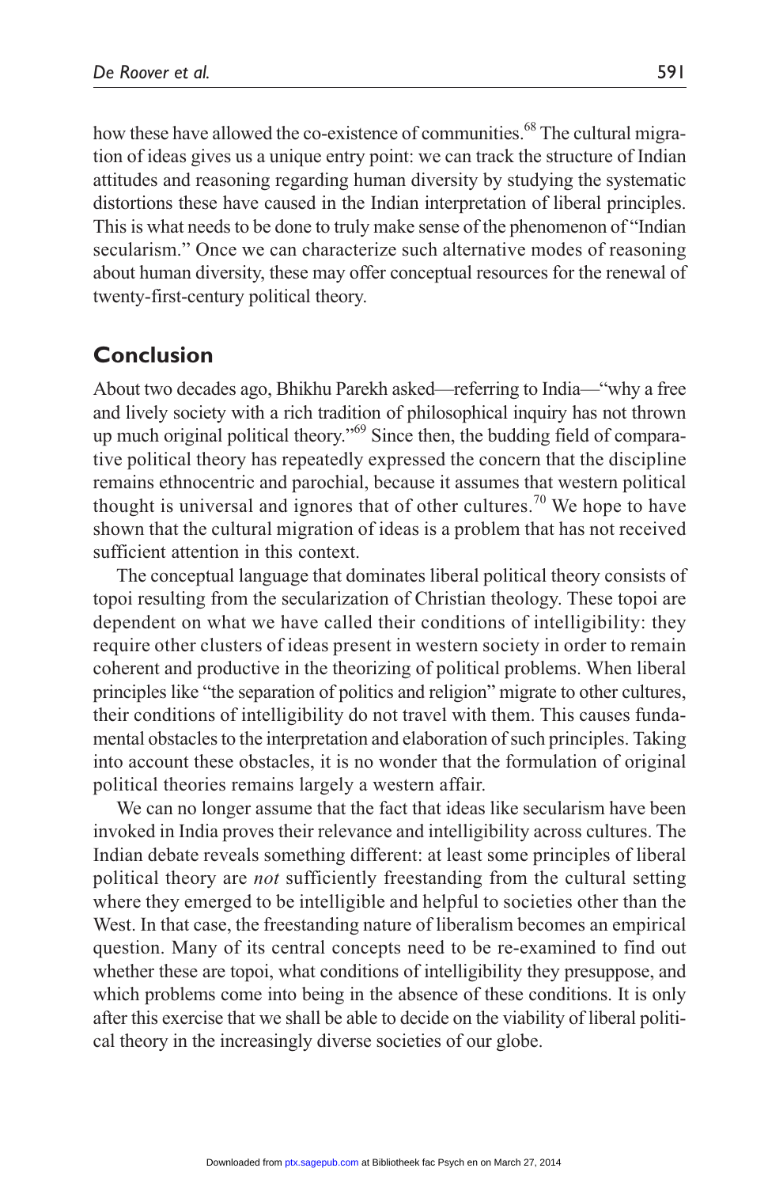how these have allowed the co-existence of communities.[68] The cultural migration of ideas gives us a unique entry point: we can track the structure of Indian attitudes and reasoning regarding human diversity by studying the systematic distortions these have caused in the Indian interpretation of liberal principles. This is what needs to be done to truly make sense of the phenomenon of "Indian secularism." Once we can characterize such alternative modes of reasoning about human diversity, these may offer conceptual resources for the renewal of twenty-first-century political theory.

## Conclusion

About two decades ago, Bhikhu Parekh asked—referring to India—"why a free and lively society with a rich tradition of philosophical inquiry has not thrown up much original political theory."[69] Since then, the budding field of comparative political theory has repeatedly expressed the concern that the discipline remains ethnocentric and parochial, because it assumes that western political thought is universal and ignores that of other cultures.[70] We hope to have shown that the cultural migration of ideas is a problem that has not received sufficient attention in this context.

The conceptual language that dominates liberal political theory consists of topoi resulting from the secularization of Christian theology. These topoi are dependent on what we have called their conditions of intelligibility: they require other clusters of ideas present in western society in order to remain coherent and productive in the theorizing of political problems. When liberal principles like "the separation of politics and religion" migrate to other cultures, their conditions of intelligibility do not travel with them. This causes fundamental obstacles to the interpretation and elaboration of such principles. Taking into account these obstacles, it is no wonder that the formulation of original political theories remains largely a western affair.

We can no longer assume that the fact that ideas like secularism have been invoked in India proves their relevance and intelligibility across cultures. The Indian debate reveals something different: at least some principles of liberal political theory are *not* sufficiently freestanding from the cultural setting where they emerged to be intelligible and helpful to societies other than the West. In that case, the freestanding nature of liberalism becomes an empirical question. Many of its central concepts need to be re-examined to find out whether these are topoi, what conditions of intelligibility they presuppose, and which problems come into being in the absence of these conditions. It is only after this exercise that we shall be able to decide on the viability of liberal political theory in the increasingly diverse societies of our globe.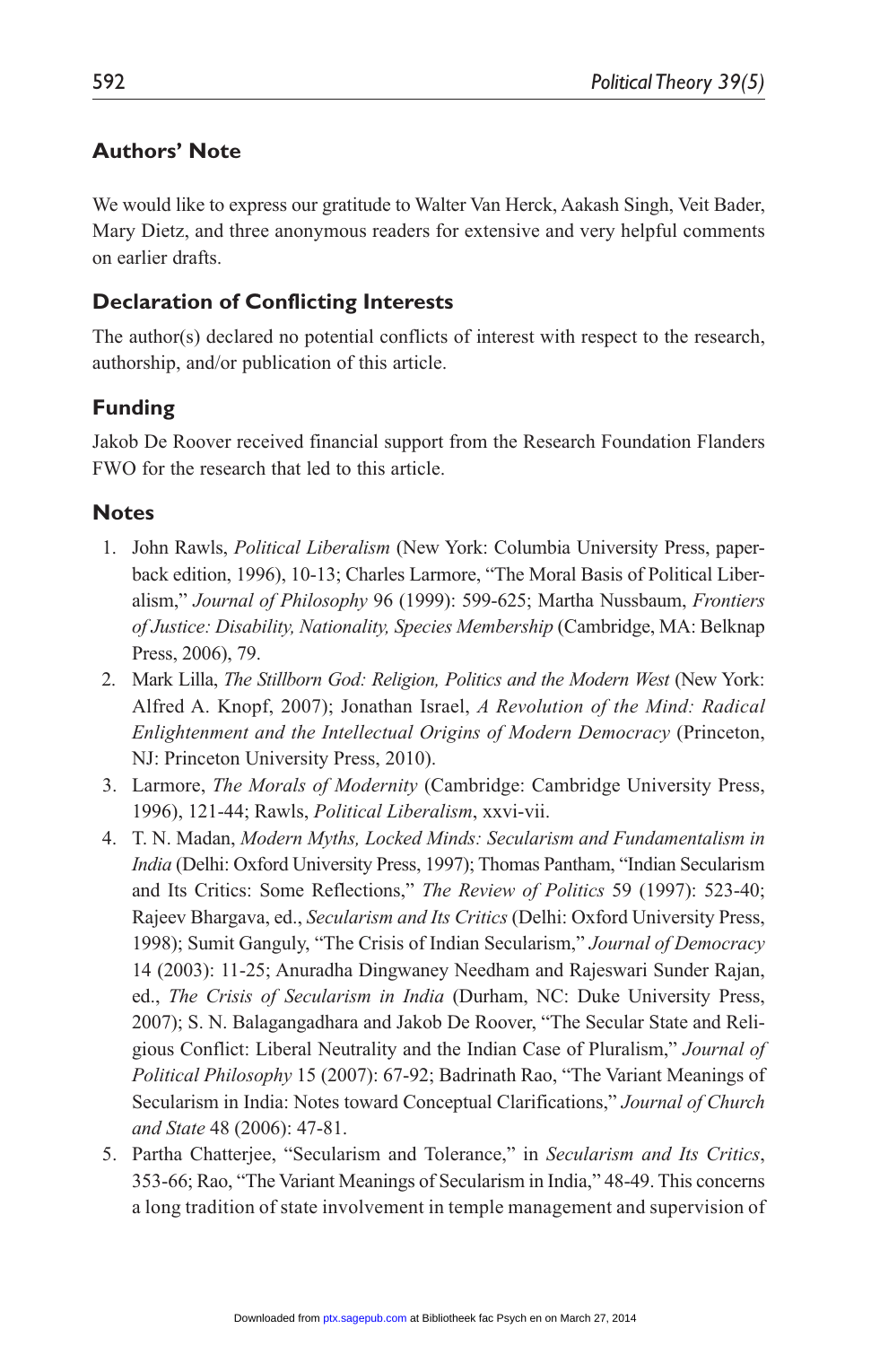## Authors' Note

We would like to express our gratitude to Walter Van Herck, Aakash Singh, Veit Bader, Mary Dietz, and three anonymous readers for extensive and very helpful comments on earlier drafts.

## Declaration of Conflicting Interests

The author(s) declared no potential conflicts of interest with respect to the research, authorship, and/or publication of this article.

## Funding

Jakob De Roover received financial support from the Research Foundation Flanders FWO for the research that led to this article.

## Notes

1. John Rawls, *Political Liberalism* (New York: Columbia University Press, paperback edition, 1996), 10-13; Charles Larmore, "The Moral Basis of Political Liberalism," *Journal of Philosophy* 96 (1999): 599-625; Martha Nussbaum, *Frontiers of Justice: Disability, Nationality, Species Membership* (Cambridge, MA: Belknap Press, 2006), 79.
2. Mark Lilla, *The Stillborn God: Religion, Politics and the Modern West* (New York: Alfred A. Knopf, 2007); Jonathan Israel, *A Revolution of the Mind: Radical Enlightenment and the Intellectual Origins of Modern Democracy* (Princeton, NJ: Princeton University Press, 2010).
3. Larmore, *The Morals of Modernity* (Cambridge: Cambridge University Press, 1996), 121-44; Rawls, *Political Liberalism*, xxvi-vii.
4. T. N. Madan, *Modern Myths, Locked Minds: Secularism and Fundamentalism in India* (Delhi: Oxford University Press, 1997); Thomas Pantham, "Indian Secularism and Its Critics: Some Reflections," *The Review of Politics* 59 (1997): 523-40; Rajeev Bhargava, ed., *Secularism and Its Critics* (Delhi: Oxford University Press, 1998); Sumit Ganguly, "The Crisis of Indian Secularism," *Journal of Democracy* 14 (2003): 11-25; Anuradha Dingwaney Needham and Rajeswari Sunder Rajan, ed., *The Crisis of Secularism in India* (Durham, NC: Duke University Press, 2007); S. N. Balagangadhara and Jakob De Roover, "The Secular State and Religious Conflict: Liberal Neutrality and the Indian Case of Pluralism," *Journal of Political Philosophy* 15 (2007): 67-92; Badrinath Rao, "The Variant Meanings of Secularism in India: Notes toward Conceptual Clarifications," *Journal of Church and State* 48 (2006): 47-81.
5. Partha Chatterjee, "Secularism and Tolerance," in *Secularism and Its Critics*, 353-66; Rao, "The Variant Meanings of Secularism in India," 48-49. This concerns a long tradition of state involvement in temple management and supervision of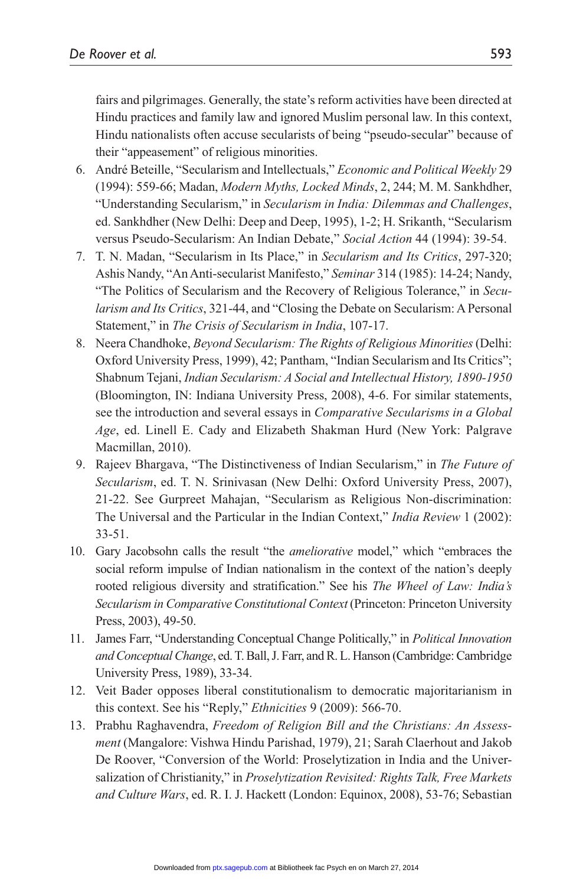fairs and pilgrimages. Generally, the state's reform activities have been directed at Hindu practices and family law and ignored Muslim personal law. In this context, Hindu nationalists often accuse secularists of being "pseudo-secular" because of their "appeasement" of religious minorities.

6. André Beteille, "Secularism and Intellectuals," *Economic and Political Weekly* 29 (1994): 559-66; Madan, *Modern Myths, Locked Minds*, 2, 244; M. M. Sankhdher, "Understanding Secularism," in *Secularism in India: Dilemmas and Challenges*, ed. Sankhdher (New Delhi: Deep and Deep, 1995), 1-2; H. Srikanth, "Secularism versus Pseudo-Secularism: An Indian Debate," *Social Action* 44 (1994): 39-54.
7. T. N. Madan, "Secularism in Its Place," in *Secularism and Its Critics*, 297-320; Ashis Nandy, "An Anti-secularist Manifesto," *Seminar* 314 (1985): 14-24; Nandy, "The Politics of Secularism and the Recovery of Religious Tolerance," in *Secularism and Its Critics*, 321-44, and "Closing the Debate on Secularism: A Personal Statement," in *The Crisis of Secularism in India*, 107-17.
8. Neera Chandhoke, *Beyond Secularism: The Rights of Religious Minorities* (Delhi: Oxford University Press, 1999), 42; Pantham, "Indian Secularism and Its Critics"; Shabnum Tejani, *Indian Secularism: A Social and Intellectual History, 1890-1950* (Bloomington, IN: Indiana University Press, 2008), 4-6. For similar statements, see the introduction and several essays in *Comparative Secularisms in a Global Age*, ed. Linell E. Cady and Elizabeth Shakman Hurd (New York: Palgrave Macmillan, 2010).
9. Rajeev Bhargava, "The Distinctiveness of Indian Secularism," in *The Future of Secularism*, ed. T. N. Srinivasan (New Delhi: Oxford University Press, 2007), 21-22. See Gurpreet Mahajan, "Secularism as Religious Non-discrimination: The Universal and the Particular in the Indian Context," *India Review* 1 (2002): 33-51.
10. Gary Jacobsohn calls the result "the *ameliorative* model," which "embraces the social reform impulse of Indian nationalism in the context of the nation's deeply rooted religious diversity and stratification." See his *The Wheel of Law: India's Secularism in Comparative Constitutional Context* (Princeton: Princeton University Press, 2003), 49-50.
11. James Farr, "Understanding Conceptual Change Politically," in *Political Innovation and Conceptual Change*, ed. T. Ball, J. Farr, and R. L. Hanson (Cambridge: Cambridge University Press, 1989), 33-34.
12. Veit Bader opposes liberal constitutionalism to democratic majoritarianism in this context. See his "Reply," *Ethnicities* 9 (2009): 566-70.
13. Prabhu Raghavendra, *Freedom of Religion Bill and the Christians: An Assessment* (Mangalore: Vishwa Hindu Parishad, 1979), 21; Sarah Claerhout and Jakob De Roover, "Conversion of the World: Proselytization in India and the Universalization of Christianity," in *Proselytization Revisited: Rights Talk, Free Markets and Culture Wars*, ed. R. I. J. Hackett (London: Equinox, 2008), 53-76; Sebastian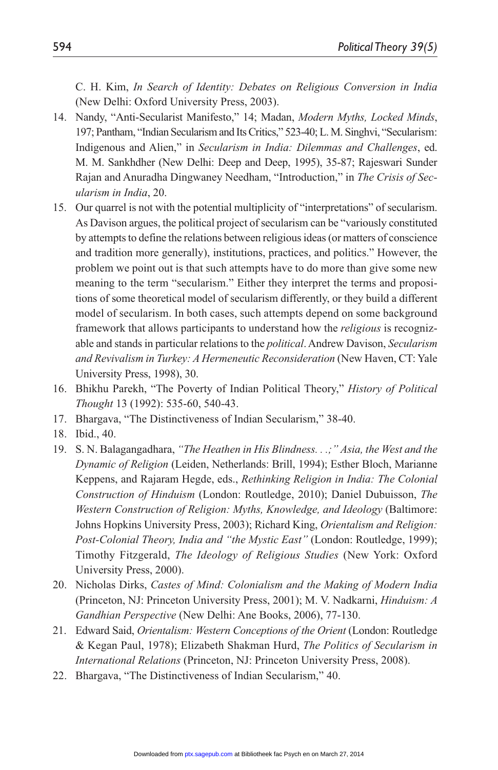C. H. Kim, *In Search of Identity: Debates on Religious Conversion in India* (New Delhi: Oxford University Press, 2003).

14. Nandy, "Anti-Secularist Manifesto," 14; Madan, *Modern Myths, Locked Minds*, 197; Pantham, "Indian Secularism and Its Critics," 523-40; L. M. Singhvi, "Secularism: Indigenous and Alien," in *Secularism in India: Dilemmas and Challenges*, ed. M. M. Sankhdher (New Delhi: Deep and Deep, 1995), 35-87; Rajeswari Sunder Rajan and Anuradha Dingwaney Needham, "Introduction," in *The Crisis of Secularism in India*, 20.
15. Our quarrel is not with the potential multiplicity of "interpretations" of secularism. As Davison argues, the political project of secularism can be "variously constituted by attempts to define the relations between religious ideas (or matters of conscience and tradition more generally), institutions, practices, and politics." However, the problem we point out is that such attempts have to do more than give some new meaning to the term "secularism." Either they interpret the terms and propositions of some theoretical model of secularism differently, or they build a different model of secularism. In both cases, such attempts depend on some background framework that allows participants to understand how the *religious* is recognizable and stands in particular relations to the *political*. Andrew Davison, *Secularism and Revivalism in Turkey: A Hermeneutic Reconsideration* (New Haven, CT: Yale University Press, 1998), 30.
16. Bhikhu Parekh, "The Poverty of Indian Political Theory," *History of Political Thought* 13 (1992): 535-60, 540-43.
17. Bhargava, "The Distinctiveness of Indian Secularism," 38-40.
18. Ibid., 40.
19. S. N. Balagangadhara, *"The Heathen in His Blindness. . .;" Asia, the West and the Dynamic of Religion* (Leiden, Netherlands: Brill, 1994); Esther Bloch, Marianne Keppens, and Rajaram Hegde, eds., *Rethinking Religion in India: The Colonial Construction of Hinduism* (London: Routledge, 2010); Daniel Dubuisson, *The Western Construction of Religion: Myths, Knowledge, and Ideology* (Baltimore: Johns Hopkins University Press, 2003); Richard King, *Orientalism and Religion: Post-Colonial Theory, India and "the Mystic East"* (London: Routledge, 1999); Timothy Fitzgerald, *The Ideology of Religious Studies* (New York: Oxford University Press, 2000).
20. Nicholas Dirks, *Castes of Mind: Colonialism and the Making of Modern India* (Princeton, NJ: Princeton University Press, 2001); M. V. Nadkarni, *Hinduism: A Gandhian Perspective* (New Delhi: Ane Books, 2006), 77-130.
21. Edward Said, *Orientalism: Western Conceptions of the Orient* (London: Routledge & Kegan Paul, 1978); Elizabeth Shakman Hurd, *The Politics of Secularism in International Relations* (Princeton, NJ: Princeton University Press, 2008).
22. Bhargava, "The Distinctiveness of Indian Secularism," 40.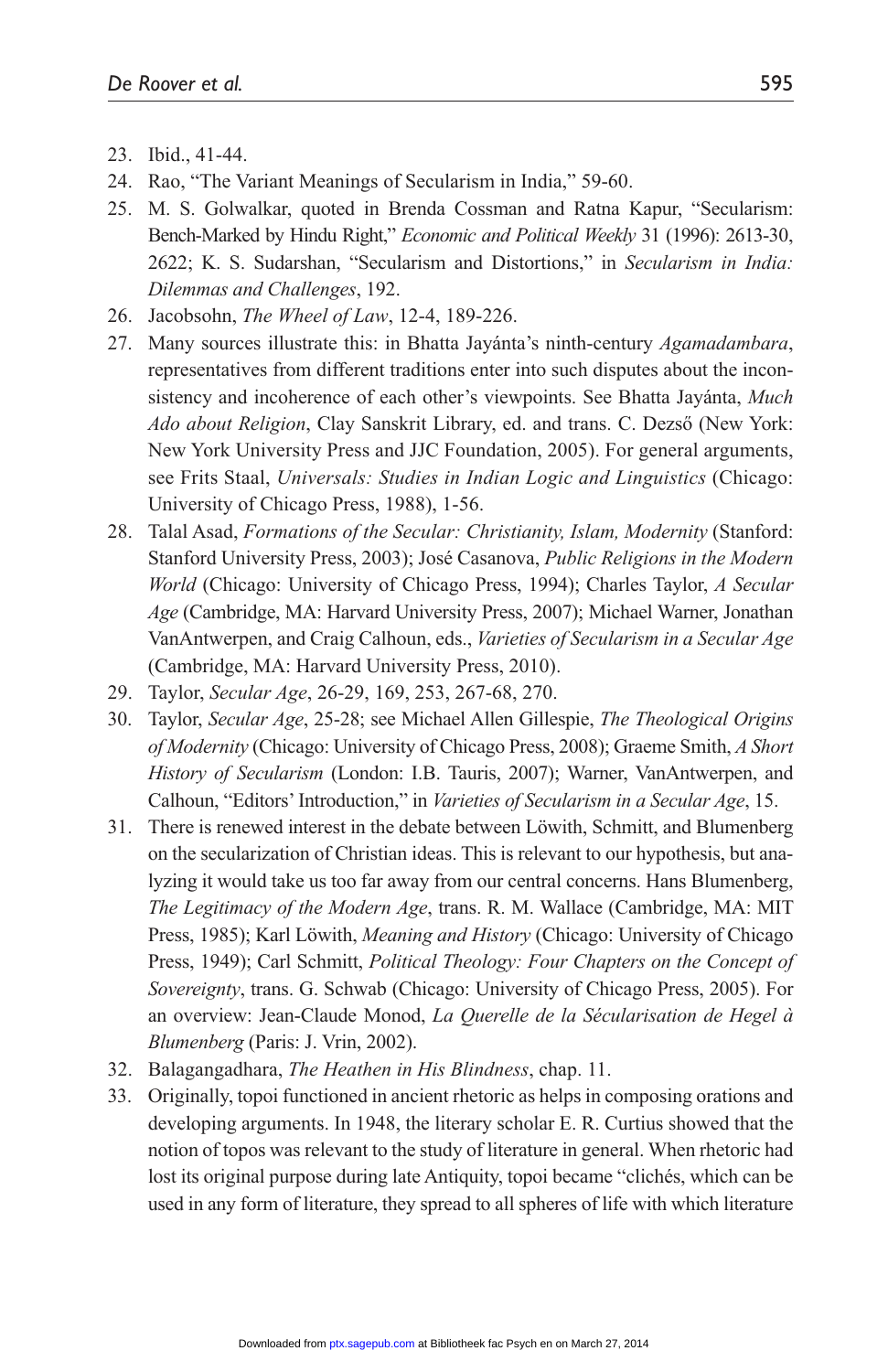23. Ibid., 41-44.
24. Rao, "The Variant Meanings of Secularism in India," 59-60.
25. M. S. Golwalkar, quoted in Brenda Cossman and Ratna Kapur, "Secularism: Bench-Marked by Hindu Right," *Economic and Political Weekly* 31 (1996): 2613-30, 2622; K. S. Sudarshan, "Secularism and Distortions," in *Secularism in India: Dilemmas and Challenges*, 192.
26. Jacobsohn, *The Wheel of Law*, 12-4, 189-226.
27. Many sources illustrate this: in Bhatta Jayánta's ninth-century *Agamadambara*, representatives from different traditions enter into such disputes about the inconsistency and incoherence of each other's viewpoints. See Bhatta Jayánta, *Much Ado about Religion*, Clay Sanskrit Library, ed. and trans. C. Dezső (New York: New York University Press and JJC Foundation, 2005). For general arguments, see Frits Staal, *Universals: Studies in Indian Logic and Linguistics* (Chicago: University of Chicago Press, 1988), 1-56.
28. Talal Asad, *Formations of the Secular: Christianity, Islam, Modernity* (Stanford: Stanford University Press, 2003); José Casanova, *Public Religions in the Modern World* (Chicago: University of Chicago Press, 1994); Charles Taylor, *A Secular Age* (Cambridge, MA: Harvard University Press, 2007); Michael Warner, Jonathan VanAntwerpen, and Craig Calhoun, eds., *Varieties of Secularism in a Secular Age* (Cambridge, MA: Harvard University Press, 2010).
29. Taylor, *Secular Age*, 26-29, 169, 253, 267-68, 270.
30. Taylor, *Secular Age*, 25-28; see Michael Allen Gillespie, *The Theological Origins of Modernity* (Chicago: University of Chicago Press, 2008); Graeme Smith, *A Short History of Secularism* (London: I.B. Tauris, 2007); Warner, VanAntwerpen, and Calhoun, "Editors' Introduction," in *Varieties of Secularism in a Secular Age*, 15.
31. There is renewed interest in the debate between Löwith, Schmitt, and Blumenberg on the secularization of Christian ideas. This is relevant to our hypothesis, but analyzing it would take us too far away from our central concerns. Hans Blumenberg, *The Legitimacy of the Modern Age*, trans. R. M. Wallace (Cambridge, MA: MIT Press, 1985); Karl Löwith, *Meaning and History* (Chicago: University of Chicago Press, 1949); Carl Schmitt, *Political Theology: Four Chapters on the Concept of Sovereignty*, trans. G. Schwab (Chicago: University of Chicago Press, 2005). For an overview: Jean-Claude Monod, *La Querelle de la Sécularisation de Hegel à Blumenberg* (Paris: J. Vrin, 2002).
32. Balagangadhara, *The Heathen in His Blindness*, chap. 11.
33. Originally, topoi functioned in ancient rhetoric as helps in composing orations and developing arguments. In 1948, the literary scholar E. R. Curtius showed that the notion of topos was relevant to the study of literature in general. When rhetoric had lost its original purpose during late Antiquity, topoi became "clichés, which can be used in any form of literature, they spread to all spheres of life with which literature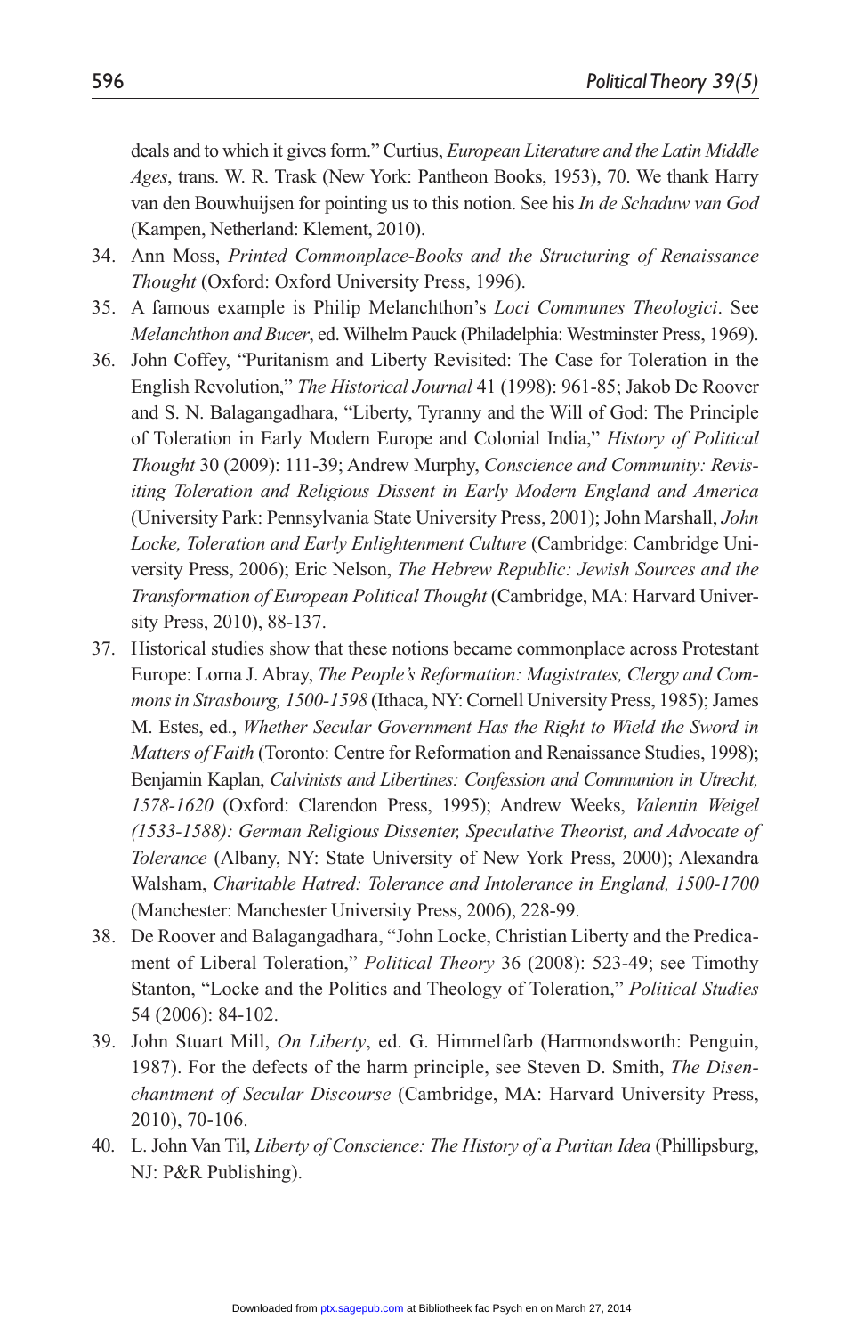deals and to which it gives form." Curtius, *European Literature and the Latin Middle Ages*, trans. W. R. Trask (New York: Pantheon Books, 1953), 70. We thank Harry van den Bouwhuijsen for pointing us to this notion. See his *In de Schaduw van God* (Kampen, Netherland: Klement, 2010).

34. Ann Moss, *Printed Commonplace-Books and the Structuring of Renaissance Thought* (Oxford: Oxford University Press, 1996).
35. A famous example is Philip Melanchthon's *Loci Communes Theologici*. See *Melanchthon and Bucer*, ed. Wilhelm Pauck (Philadelphia: Westminster Press, 1969).
36. John Coffey, "Puritanism and Liberty Revisited: The Case for Toleration in the English Revolution," *The Historical Journal* 41 (1998): 961-85; Jakob De Roover and S. N. Balagangadhara, "Liberty, Tyranny and the Will of God: The Principle of Toleration in Early Modern Europe and Colonial India," *History of Political Thought* 30 (2009): 111-39; Andrew Murphy, *Conscience and Community: Revisiting Toleration and Religious Dissent in Early Modern England and America* (University Park: Pennsylvania State University Press, 2001); John Marshall, *John Locke, Toleration and Early Enlightenment Culture* (Cambridge: Cambridge University Press, 2006); Eric Nelson, *The Hebrew Republic: Jewish Sources and the Transformation of European Political Thought* (Cambridge, MA: Harvard University Press, 2010), 88-137.
37. Historical studies show that these notions became commonplace across Protestant Europe: Lorna J. Abray, *The People's Reformation: Magistrates, Clergy and Commons in Strasbourg, 1500-1598* (Ithaca, NY: Cornell University Press, 1985); James M. Estes, ed., *Whether Secular Government Has the Right to Wield the Sword in Matters of Faith* (Toronto: Centre for Reformation and Renaissance Studies, 1998); Benjamin Kaplan, *Calvinists and Libertines: Confession and Communion in Utrecht, 1578-1620* (Oxford: Clarendon Press, 1995); Andrew Weeks, *Valentin Weigel (1533-1588): German Religious Dissenter, Speculative Theorist, and Advocate of Tolerance* (Albany, NY: State University of New York Press, 2000); Alexandra Walsham, *Charitable Hatred: Tolerance and Intolerance in England, 1500-1700* (Manchester: Manchester University Press, 2006), 228-99.
38. De Roover and Balagangadhara, "John Locke, Christian Liberty and the Predicament of Liberal Toleration," *Political Theory* 36 (2008): 523-49; see Timothy Stanton, "Locke and the Politics and Theology of Toleration," *Political Studies* 54 (2006): 84-102.
39. John Stuart Mill, *On Liberty*, ed. G. Himmelfarb (Harmondsworth: Penguin, 1987). For the defects of the harm principle, see Steven D. Smith, *The Disenchantment of Secular Discourse* (Cambridge, MA: Harvard University Press, 2010), 70-106.
40. L. John Van Til, *Liberty of Conscience: The History of a Puritan Idea* (Phillipsburg, NJ: P&R Publishing).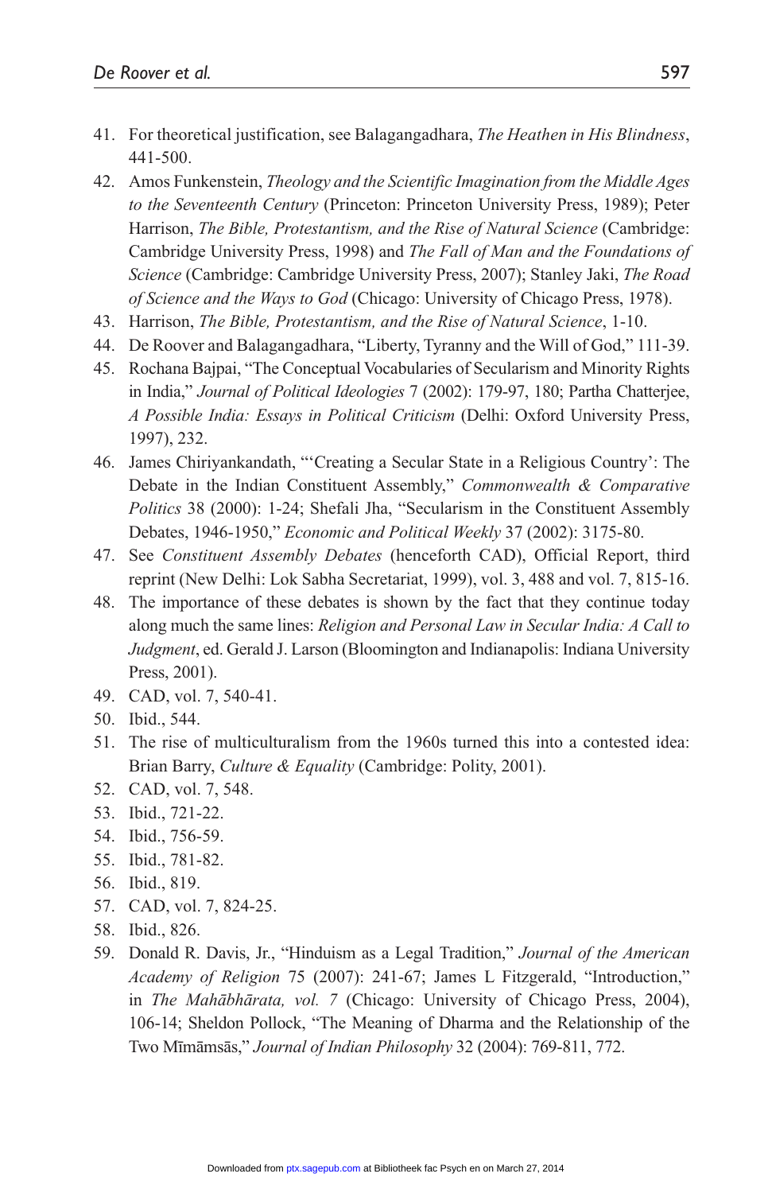41. For theoretical justification, see Balagangadhara, *The Heathen in His Blindness*, 441-500.
42. Amos Funkenstein, *Theology and the Scientific Imagination from the Middle Ages to the Seventeenth Century* (Princeton: Princeton University Press, 1989); Peter Harrison, *The Bible, Protestantism, and the Rise of Natural Science* (Cambridge: Cambridge University Press, 1998) and *The Fall of Man and the Foundations of Science* (Cambridge: Cambridge University Press, 2007); Stanley Jaki, *The Road of Science and the Ways to God* (Chicago: University of Chicago Press, 1978).
43. Harrison, *The Bible, Protestantism, and the Rise of Natural Science*, 1-10.
44. De Roover and Balagangadhara, "Liberty, Tyranny and the Will of God," 111-39.
45. Rochana Bajpai, "The Conceptual Vocabularies of Secularism and Minority Rights in India," *Journal of Political Ideologies* 7 (2002): 179-97, 180; Partha Chatterjee, *A Possible India: Essays in Political Criticism* (Delhi: Oxford University Press, 1997), 232.
46. James Chiriyankandath, "'Creating a Secular State in a Religious Country': The Debate in the Indian Constituent Assembly," *Commonwealth & Comparative Politics* 38 (2000): 1-24; Shefali Jha, "Secularism in the Constituent Assembly Debates, 1946-1950," *Economic and Political Weekly* 37 (2002): 3175-80.
47. See *Constituent Assembly Debates* (henceforth CAD), Official Report, third reprint (New Delhi: Lok Sabha Secretariat, 1999), vol. 3, 488 and vol. 7, 815-16.
48. The importance of these debates is shown by the fact that they continue today along much the same lines: *Religion and Personal Law in Secular India: A Call to Judgment*, ed. Gerald J. Larson (Bloomington and Indianapolis: Indiana University Press, 2001).
49. CAD, vol. 7, 540-41.
50. Ibid., 544.
51. The rise of multiculturalism from the 1960s turned this into a contested idea: Brian Barry, *Culture & Equality* (Cambridge: Polity, 2001).
52. CAD, vol. 7, 548.
53. Ibid., 721-22.
54. Ibid., 756-59.
55. Ibid., 781-82.
56. Ibid., 819.
57. CAD, vol. 7, 824-25.
58. Ibid., 826.
59. Donald R. Davis, Jr., "Hinduism as a Legal Tradition," *Journal of the American Academy of Religion* 75 (2007): 241-67; James L Fitzgerald, "Introduction," in *The Mahābhārata, vol. 7* (Chicago: University of Chicago Press, 2004), 106-14; Sheldon Pollock, "The Meaning of Dharma and the Relationship of the Two Mīmāmsās," *Journal of Indian Philosophy* 32 (2004): 769-811, 772.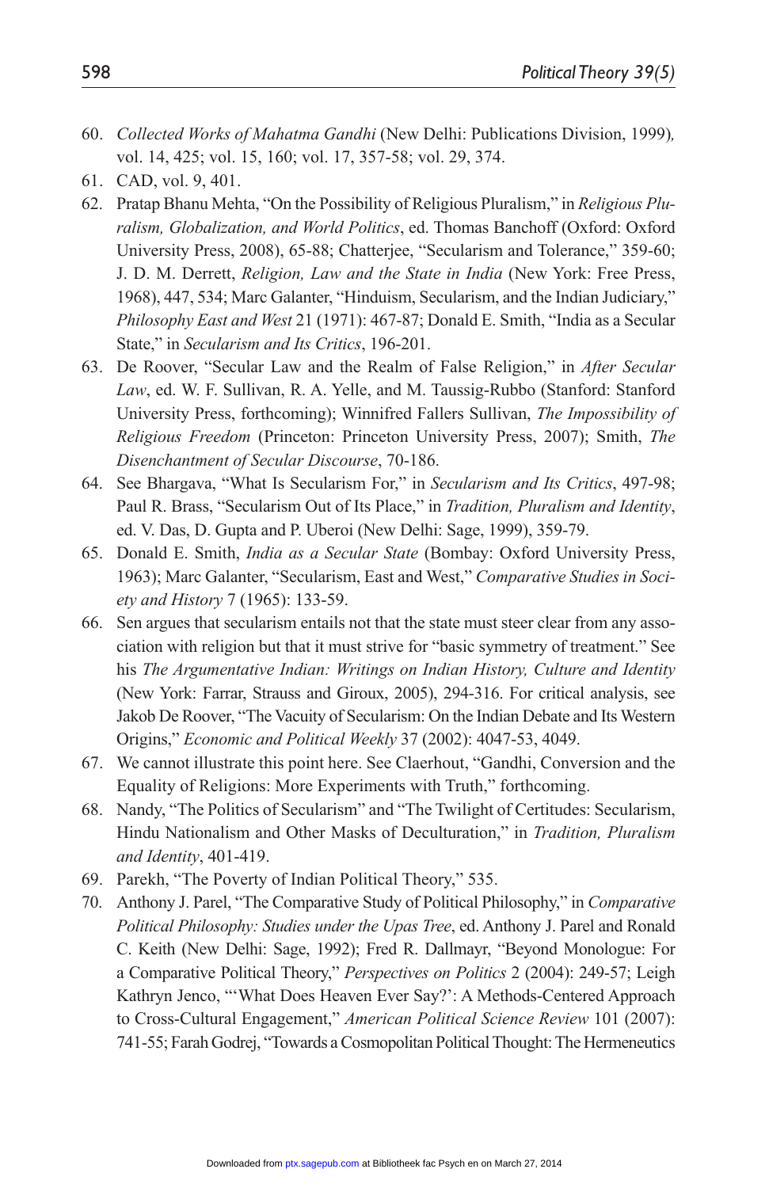60. *Collected Works of Mahatma Gandhi* (New Delhi: Publications Division, 1999), vol. 14, 425; vol. 15, 160; vol. 17, 357-58; vol. 29, 374.
61. CAD, vol. 9, 401.
62. Pratap Bhanu Mehta, "On the Possibility of Religious Pluralism," in *Religious Pluralism, Globalization, and World Politics*, ed. Thomas Banchoff (Oxford: Oxford University Press, 2008), 65-88; Chatterjee, "Secularism and Tolerance," 359-60; J. D. M. Derrett, *Religion, Law and the State in India* (New York: Free Press, 1968), 447, 534; Marc Galanter, "Hinduism, Secularism, and the Indian Judiciary," *Philosophy East and West* 21 (1971): 467-87; Donald E. Smith, "India as a Secular State," in *Secularism and Its Critics*, 196-201.
63. De Roover, "Secular Law and the Realm of False Religion," in *After Secular Law*, ed. W. F. Sullivan, R. A. Yelle, and M. Taussig-Rubbo (Stanford: Stanford University Press, forthcoming); Winnifred Fallers Sullivan, *The Impossibility of Religious Freedom* (Princeton: Princeton University Press, 2007); Smith, *The Disenchantment of Secular Discourse*, 70-186.
64. See Bhargava, "What Is Secularism For," in *Secularism and Its Critics*, 497-98; Paul R. Brass, "Secularism Out of Its Place," in *Tradition, Pluralism and Identity*, ed. V. Das, D. Gupta and P. Uberoi (New Delhi: Sage, 1999), 359-79.
65. Donald E. Smith, *India as a Secular State* (Bombay: Oxford University Press, 1963); Marc Galanter, "Secularism, East and West," *Comparative Studies in Society and History* 7 (1965): 133-59.
66. Sen argues that secularism entails not that the state must steer clear from any association with religion but that it must strive for "basic symmetry of treatment." See his *The Argumentative Indian: Writings on Indian History, Culture and Identity* (New York: Farrar, Strauss and Giroux, 2005), 294-316. For critical analysis, see Jakob De Roover, "The Vacuity of Secularism: On the Indian Debate and Its Western Origins," *Economic and Political Weekly* 37 (2002): 4047-53, 4049.
67. We cannot illustrate this point here. See Claerhout, "Gandhi, Conversion and the Equality of Religions: More Experiments with Truth," forthcoming.
68. Nandy, "The Politics of Secularism" and "The Twilight of Certitudes: Secularism, Hindu Nationalism and Other Masks of Deculturation," in *Tradition, Pluralism and Identity*, 401-419.
69. Parekh, "The Poverty of Indian Political Theory," 535.
70. Anthony J. Parel, "The Comparative Study of Political Philosophy," in *Comparative Political Philosophy: Studies under the Upas Tree*, ed. Anthony J. Parel and Ronald C. Keith (New Delhi: Sage, 1992); Fred R. Dallmayr, "Beyond Monologue: For a Comparative Political Theory," *Perspectives on Politics* 2 (2004): 249-57; Leigh Kathryn Jenco, "'What Does Heaven Ever Say?': A Methods-Centered Approach to Cross-Cultural Engagement," *American Political Science Review* 101 (2007): 741-55; Farah Godrej, "Towards a Cosmopolitan Political Thought: The Hermeneutics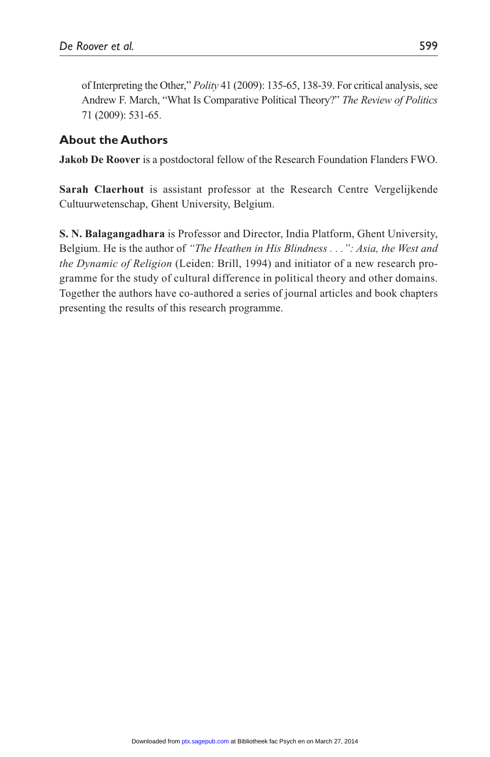of Interpreting the Other," *Polity* 41 (2009): 135-65, 138-39. For critical analysis, see Andrew F. March, "What Is Comparative Political Theory?" *The Review of Politics* 71 (2009): 531-65.

## About the Authors

**Jakob De Roover** is a postdoctoral fellow of the Research Foundation Flanders FWO.

**Sarah Claerhout** is assistant professor at the Research Centre Vergelijkende Cultuurwetenschap, Ghent University, Belgium.

**S. N. Balagangadhara** is Professor and Director, India Platform, Ghent University, Belgium. He is the author of *"The Heathen in His Blindness . . .": Asia, the West and the Dynamic of Religion* (Leiden: Brill, 1994) and initiator of a new research programme for the study of cultural difference in political theory and other domains. Together the authors have co-authored a series of journal articles and book chapters presenting the results of this research programme.